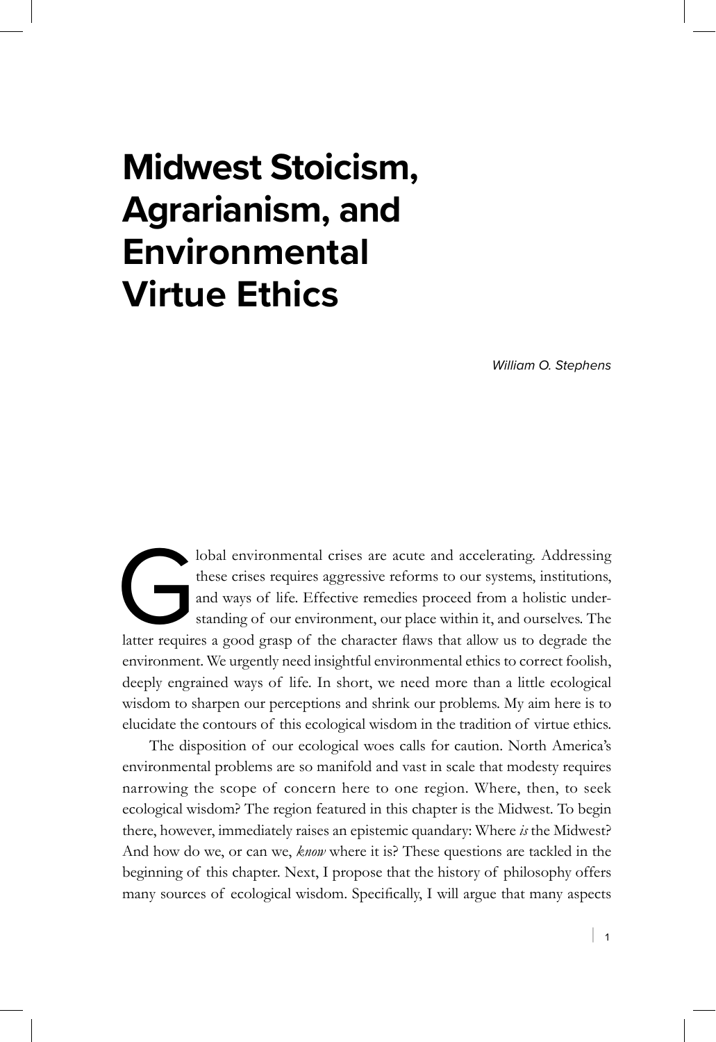# Midwest Stoicism, Agrarianism, and Environmental Virtue Ethics

*William O. Stephens*

Global environmental crises are acute and accelerating. Addressing these crises requires aggressive reforms to our systems, institutions, and ways of life. Effective remedies proceed from a holistic understanding of our environment, our place within it, and ourselves. The latter requires a good grasp of the character flaws that allow us to degrade the environment. We urgently need insightful environmental ethics to correct foolish, deeply engrained ways of life. In short, we need more than a little ecological wisdom to sharpen our perceptions and shrink our problems. My aim here is to elucidate the contours of this ecological wisdom in the tradition of virtue ethics.

The disposition of our ecological woes calls for caution. North America's environmental problems are so manifold and vast in scale that modesty requires narrowing the scope of concern here to one region. Where, then, to seek ecological wisdom? The region featured in this chapter is the Midwest. To begin there, however, immediately raises an epistemic quandary: Where *is* the Midwest? And how do we, or can we, *know* where it is? These questions are tackled in the beginning of this chapter. Next, I propose that the history of philosophy offers many sources of ecological wisdom. Specifically, I will argue that many aspects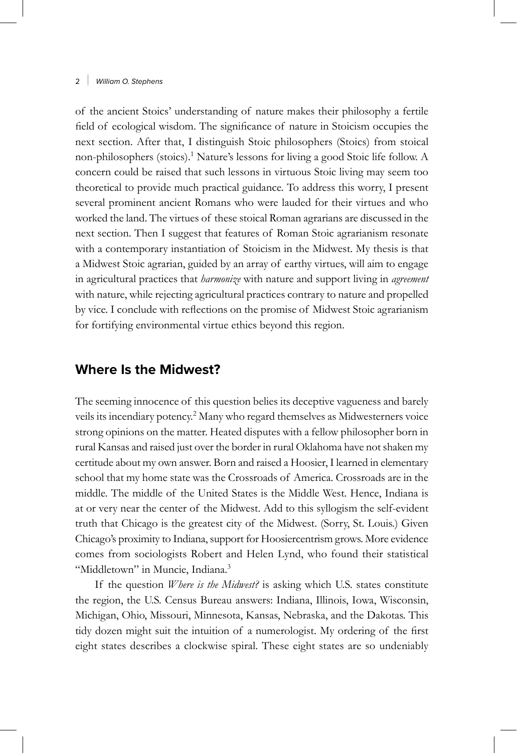of the ancient Stoics' understanding of nature makes their philosophy a fertile field of ecological wisdom. The significance of nature in Stoicism occupies the next section. After that, I distinguish Stoic philosophers (Stoics) from stoical non-philosophers (stoics).[1] Nature's lessons for living a good Stoic life follow. A concern could be raised that such lessons in virtuous Stoic living may seem too theoretical to provide much practical guidance. To address this worry, I present several prominent ancient Romans who were lauded for their virtues and who worked the land. The virtues of these stoical Roman agrarians are discussed in the next section. Then I suggest that features of Roman Stoic agrarianism resonate with a contemporary instantiation of Stoicism in the Midwest. My thesis is that a Midwest Stoic agrarian, guided by an array of earthy virtues, will aim to engage in agricultural practices that *harmonize* with nature and support living in *agreement* with nature, while rejecting agricultural practices contrary to nature and propelled by vice. I conclude with reflections on the promise of Midwest Stoic agrarianism for fortifying environmental virtue ethics beyond this region.

## Where Is the Midwest?

The seeming innocence of this question belies its deceptive vagueness and barely veils its incendiary potency.[2] Many who regard themselves as Midwesterners voice strong opinions on the matter. Heated disputes with a fellow philosopher born in rural Kansas and raised just over the border in rural Oklahoma have not shaken my certitude about my own answer. Born and raised a Hoosier, I learned in elementary school that my home state was the Crossroads of America. Crossroads are in the middle. The middle of the United States is the Middle West. Hence, Indiana is at or very near the center of the Midwest. Add to this syllogism the self-evident truth that Chicago is the greatest city of the Midwest. (Sorry, St. Louis.) Given Chicago's proximity to Indiana, support for Hoosiercentrism grows. More evidence comes from sociologists Robert and Helen Lynd, who found their statistical "Middletown" in Muncie, Indiana.[3]

If the question *Where is the Midwest?* is asking which U.S. states constitute the region, the U.S. Census Bureau answers: Indiana, Illinois, Iowa, Wisconsin, Michigan, Ohio, Missouri, Minnesota, Kansas, Nebraska, and the Dakotas. This tidy dozen might suit the intuition of a numerologist. My ordering of the first eight states describes a clockwise spiral. These eight states are so undeniably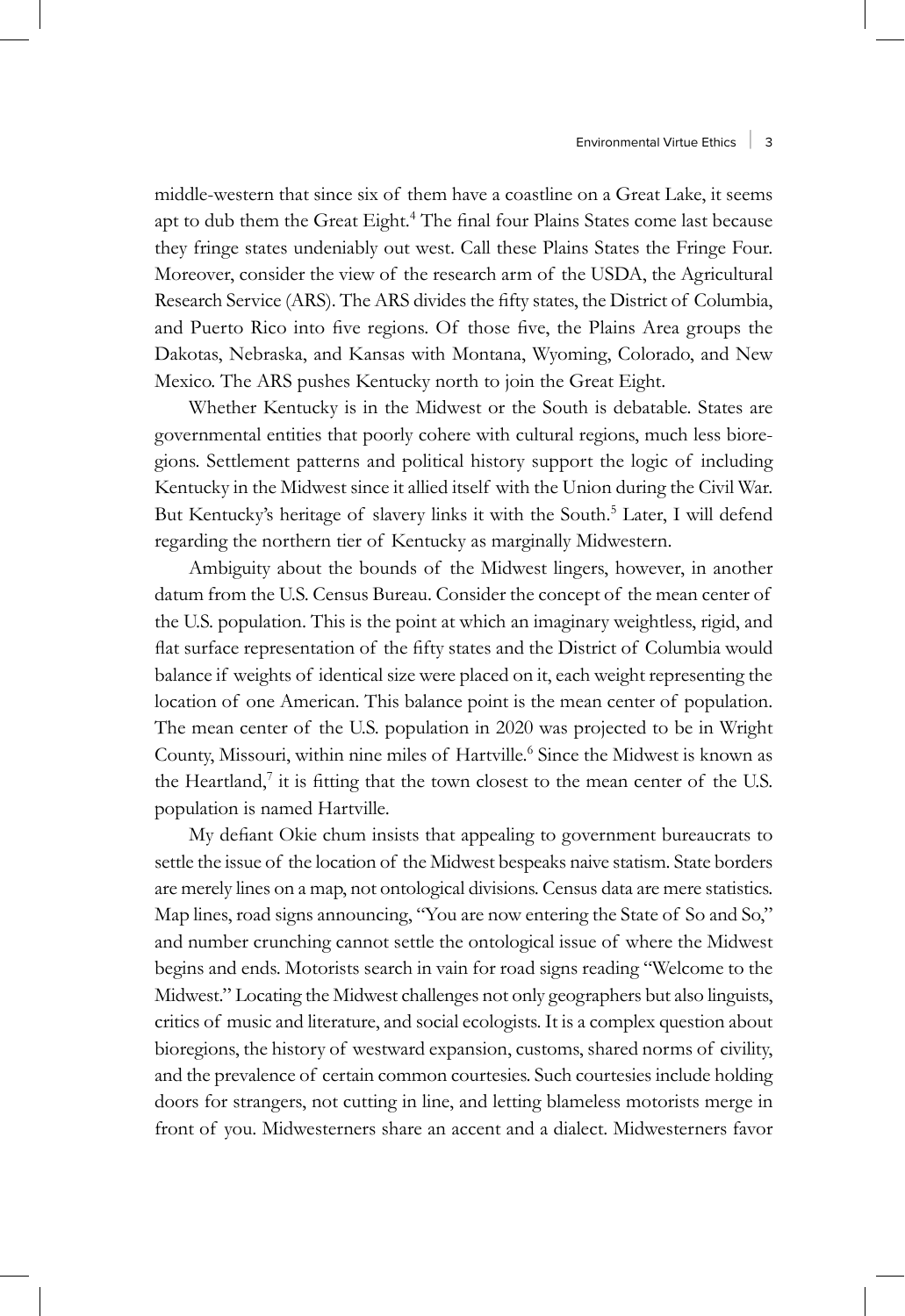middle-western that since six of them have a coastline on a Great Lake, it seems apt to dub them the Great Eight.[4] The final four Plains States come last because they fringe states undeniably out west. Call these Plains States the Fringe Four. Moreover, consider the view of the research arm of the USDA, the Agricultural Research Service (ARS). The ARS divides the fifty states, the District of Columbia, and Puerto Rico into five regions. Of those five, the Plains Area groups the Dakotas, Nebraska, and Kansas with Montana, Wyoming, Colorado, and New Mexico. The ARS pushes Kentucky north to join the Great Eight.

Whether Kentucky is in the Midwest or the South is debatable. States are governmental entities that poorly cohere with cultural regions, much less bioregions. Settlement patterns and political history support the logic of including Kentucky in the Midwest since it allied itself with the Union during the Civil War. But Kentucky's heritage of slavery links it with the South.[5] Later, I will defend regarding the northern tier of Kentucky as marginally Midwestern.

Ambiguity about the bounds of the Midwest lingers, however, in another datum from the U.S. Census Bureau. Consider the concept of the mean center of the U.S. population. This is the point at which an imaginary weightless, rigid, and flat surface representation of the fifty states and the District of Columbia would balance if weights of identical size were placed on it, each weight representing the location of one American. This balance point is the mean center of population. The mean center of the U.S. population in 2020 was projected to be in Wright County, Missouri, within nine miles of Hartville.[6] Since the Midwest is known as the Heartland,[7] it is fitting that the town closest to the mean center of the U.S. population is named Hartville.

My defiant Okie chum insists that appealing to government bureaucrats to settle the issue of the location of the Midwest bespeaks naive statism. State borders are merely lines on a map, not ontological divisions. Census data are mere statistics. Map lines, road signs announcing, "You are now entering the State of So and So," and number crunching cannot settle the ontological issue of where the Midwest begins and ends. Motorists search in vain for road signs reading "Welcome to the Midwest." Locating the Midwest challenges not only geographers but also linguists, critics of music and literature, and social ecologists. It is a complex question about bioregions, the history of westward expansion, customs, shared norms of civility, and the prevalence of certain common courtesies. Such courtesies include holding doors for strangers, not cutting in line, and letting blameless motorists merge in front of you. Midwesterners share an accent and a dialect. Midwesterners favor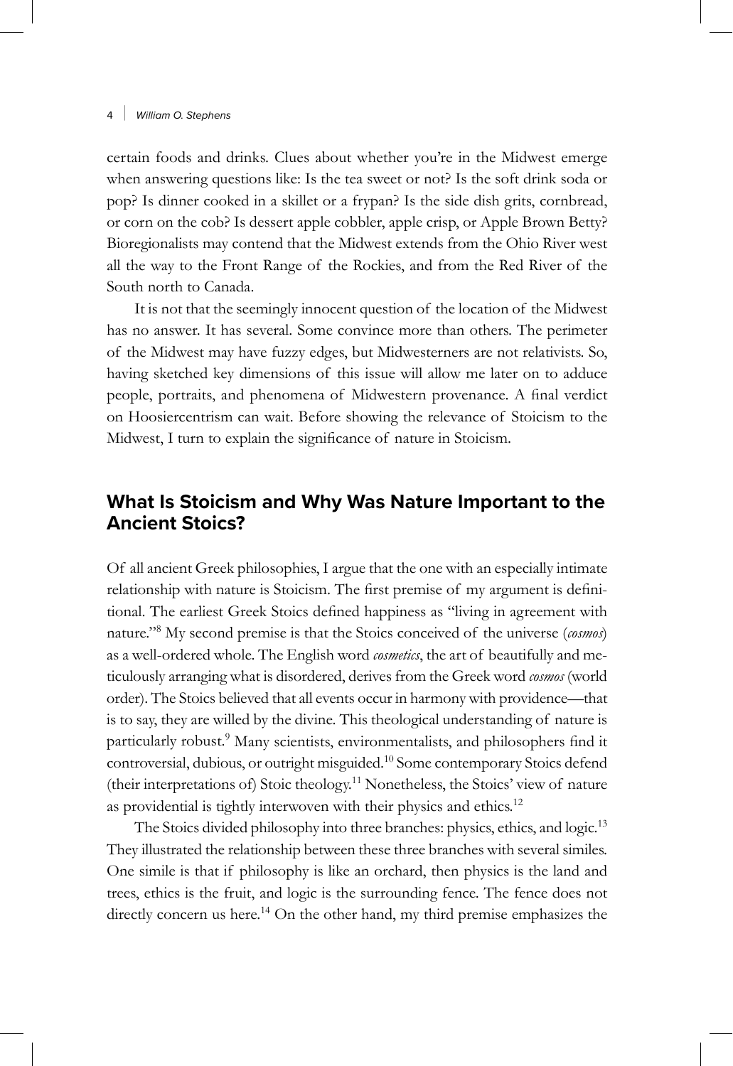certain foods and drinks. Clues about whether you're in the Midwest emerge when answering questions like: Is the tea sweet or not? Is the soft drink soda or pop? Is dinner cooked in a skillet or a frypan? Is the side dish grits, cornbread, or corn on the cob? Is dessert apple cobbler, apple crisp, or Apple Brown Betty? Bioregionalists may contend that the Midwest extends from the Ohio River west all the way to the Front Range of the Rockies, and from the Red River of the South north to Canada.

It is not that the seemingly innocent question of the location of the Midwest has no answer. It has several. Some convince more than others. The perimeter of the Midwest may have fuzzy edges, but Midwesterners are not relativists. So, having sketched key dimensions of this issue will allow me later on to adduce people, portraits, and phenomena of Midwestern provenance. A final verdict on Hoosiercentrism can wait. Before showing the relevance of Stoicism to the Midwest, I turn to explain the significance of nature in Stoicism.

## What Is Stoicism and Why Was Nature Important to the Ancient Stoics?

Of all ancient Greek philosophies, I argue that the one with an especially intimate relationship with nature is Stoicism. The first premise of my argument is definitional. The earliest Greek Stoics defined happiness as "living in agreement with nature."[8] My second premise is that the Stoics conceived of the universe (*cosmos*) as a well-ordered whole. The English word *cosmetics*, the art of beautifully and meticulously arranging what is disordered, derives from the Greek word *cosmos* (world order). The Stoics believed that all events occur in harmony with providence—that is to say, they are willed by the divine. This theological understanding of nature is particularly robust.[9] Many scientists, environmentalists, and philosophers find it controversial, dubious, or outright misguided.[10] Some contemporary Stoics defend (their interpretations of) Stoic theology.[11] Nonetheless, the Stoics' view of nature as providential is tightly interwoven with their physics and ethics.[12]

The Stoics divided philosophy into three branches: physics, ethics, and logic.[13] They illustrated the relationship between these three branches with several similes. One simile is that if philosophy is like an orchard, then physics is the land and trees, ethics is the fruit, and logic is the surrounding fence. The fence does not directly concern us here.[14] On the other hand, my third premise emphasizes the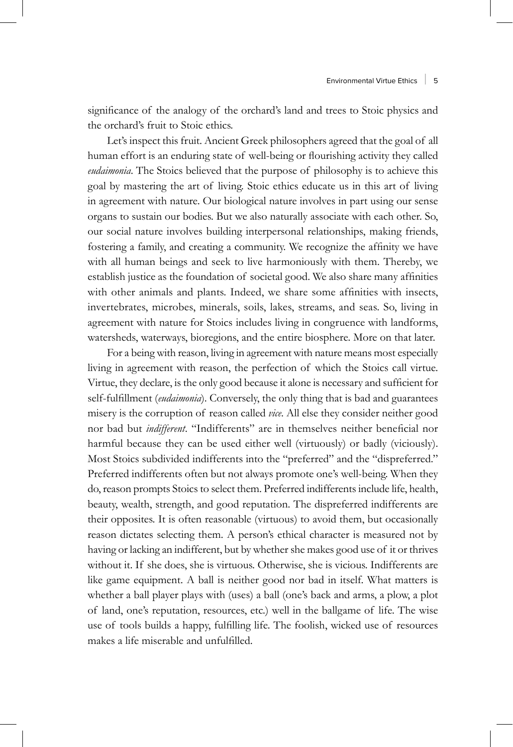significance of the analogy of the orchard's land and trees to Stoic physics and the orchard's fruit to Stoic ethics.

Let's inspect this fruit. Ancient Greek philosophers agreed that the goal of all human effort is an enduring state of well-being or flourishing activity they called *eudaimonia*. The Stoics believed that the purpose of philosophy is to achieve this goal by mastering the art of living. Stoic ethics educate us in this art of living in agreement with nature. Our biological nature involves in part using our sense organs to sustain our bodies. But we also naturally associate with each other. So, our social nature involves building interpersonal relationships, making friends, fostering a family, and creating a community. We recognize the affinity we have with all human beings and seek to live harmoniously with them. Thereby, we establish justice as the foundation of societal good. We also share many affinities with other animals and plants. Indeed, we share some affinities with insects, invertebrates, microbes, minerals, soils, lakes, streams, and seas. So, living in agreement with nature for Stoics includes living in congruence with landforms, watersheds, waterways, bioregions, and the entire biosphere. More on that later.

For a being with reason, living in agreement with nature means most especially living in agreement with reason, the perfection of which the Stoics call virtue. Virtue, they declare, is the only good because it alone is necessary and sufficient for self-fulfillment (*eudaimonia*). Conversely, the only thing that is bad and guarantees misery is the corruption of reason called *vice*. All else they consider neither good nor bad but *indifferent*. "Indifferents" are in themselves neither beneficial nor harmful because they can be used either well (virtuously) or badly (viciously). Most Stoics subdivided indifferents into the "preferred" and the "dispreferred." Preferred indifferents often but not always promote one's well-being. When they do, reason prompts Stoics to select them. Preferred indifferents include life, health, beauty, wealth, strength, and good reputation. The dispreferred indifferents are their opposites. It is often reasonable (virtuous) to avoid them, but occasionally reason dictates selecting them. A person's ethical character is measured not by having or lacking an indifferent, but by whether she makes good use of it or thrives without it. If she does, she is virtuous. Otherwise, she is vicious. Indifferents are like game equipment. A ball is neither good nor bad in itself. What matters is whether a ball player plays with (uses) a ball (one's back and arms, a plow, a plot of land, one's reputation, resources, etc.) well in the ballgame of life. The wise use of tools builds a happy, fulfilling life. The foolish, wicked use of resources makes a life miserable and unfulfilled.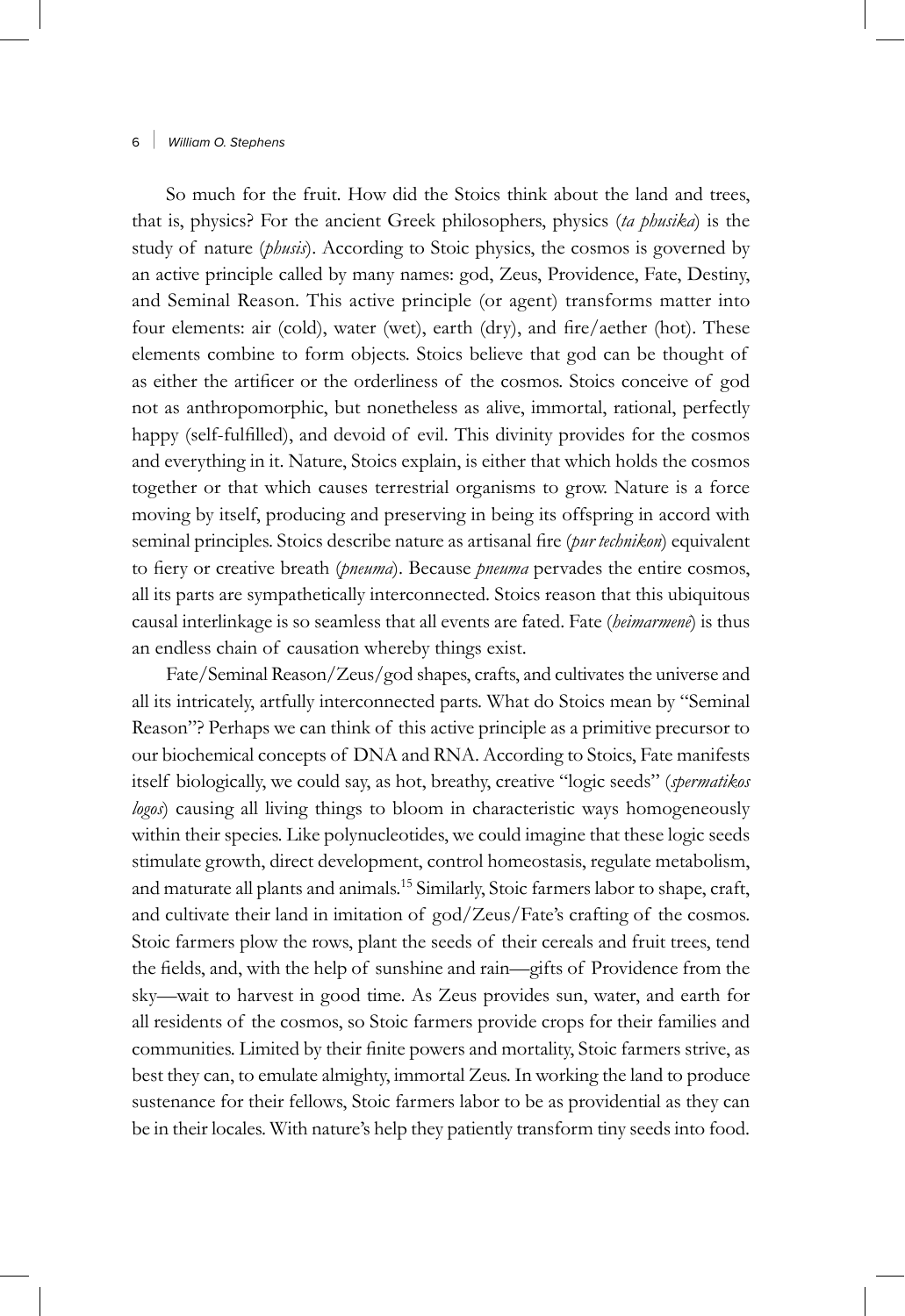So much for the fruit. How did the Stoics think about the land and trees, that is, physics? For the ancient Greek philosophers, physics (*ta phusika*) is the study of nature (*phusis*). According to Stoic physics, the cosmos is governed by an active principle called by many names: god, Zeus, Providence, Fate, Destiny, and Seminal Reason. This active principle (or agent) transforms matter into four elements: air (cold), water (wet), earth (dry), and fire/aether (hot). These elements combine to form objects. Stoics believe that god can be thought of as either the artificer or the orderliness of the cosmos. Stoics conceive of god not as anthropomorphic, but nonetheless as alive, immortal, rational, perfectly happy (self-fulfilled), and devoid of evil. This divinity provides for the cosmos and everything in it. Nature, Stoics explain, is either that which holds the cosmos together or that which causes terrestrial organisms to grow. Nature is a force moving by itself, producing and preserving in being its offspring in accord with seminal principles. Stoics describe nature as artisanal fire (*pur technikon*) equivalent to fiery or creative breath (*pneuma*). Because *pneuma* pervades the entire cosmos, all its parts are sympathetically interconnected. Stoics reason that this ubiquitous causal interlinkage is so seamless that all events are fated. Fate (*heimarmenê*) is thus an endless chain of causation whereby things exist.

Fate/Seminal Reason/Zeus/god shapes, crafts, and cultivates the universe and all its intricately, artfully interconnected parts. What do Stoics mean by "Seminal Reason"? Perhaps we can think of this active principle as a primitive precursor to our biochemical concepts of DNA and RNA. According to Stoics, Fate manifests itself biologically, we could say, as hot, breathy, creative "logic seeds" (*spermatikos logos*) causing all living things to bloom in characteristic ways homogeneously within their species. Like polynucleotides, we could imagine that these logic seeds stimulate growth, direct development, control homeostasis, regulate metabolism, and maturate all plants and animals.[15] Similarly, Stoic farmers labor to shape, craft, and cultivate their land in imitation of god/Zeus/Fate's crafting of the cosmos. Stoic farmers plow the rows, plant the seeds of their cereals and fruit trees, tend the fields, and, with the help of sunshine and rain—gifts of Providence from the sky—wait to harvest in good time. As Zeus provides sun, water, and earth for all residents of the cosmos, so Stoic farmers provide crops for their families and communities. Limited by their finite powers and mortality, Stoic farmers strive, as best they can, to emulate almighty, immortal Zeus. In working the land to produce sustenance for their fellows, Stoic farmers labor to be as providential as they can be in their locales. With nature's help they patiently transform tiny seeds into food.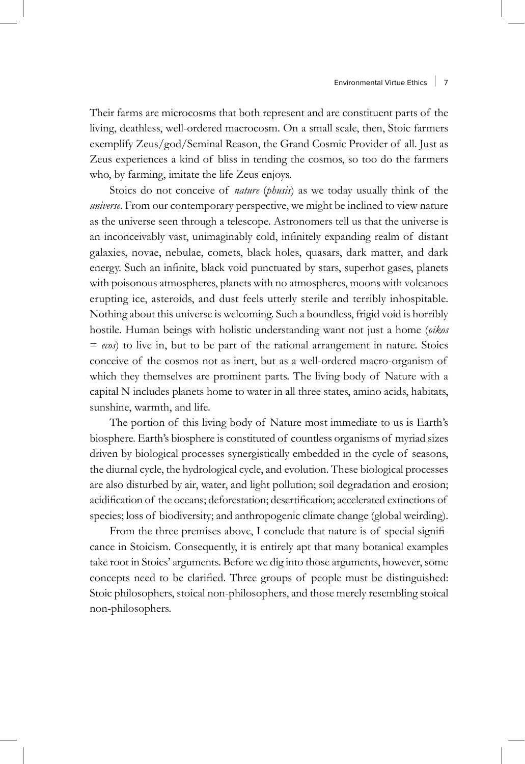Their farms are microcosms that both represent and are constituent parts of the living, deathless, well-ordered macrocosm. On a small scale, then, Stoic farmers exemplify Zeus/god/Seminal Reason, the Grand Cosmic Provider of all. Just as Zeus experiences a kind of bliss in tending the cosmos, so too do the farmers who, by farming, imitate the life Zeus enjoys.

Stoics do not conceive of *nature* (*phusis*) as we today usually think of the *universe*. From our contemporary perspective, we might be inclined to view nature as the universe seen through a telescope. Astronomers tell us that the universe is an inconceivably vast, unimaginably cold, infinitely expanding realm of distant galaxies, novae, nebulae, comets, black holes, quasars, dark matter, and dark energy. Such an infinite, black void punctuated by stars, superhot gases, planets with poisonous atmospheres, planets with no atmospheres, moons with volcanoes erupting ice, asteroids, and dust feels utterly sterile and terribly inhospitable. Nothing about this universe is welcoming. Such a boundless, frigid void is horribly hostile. Human beings with holistic understanding want not just a home (*oikos* = *ecos*) to live in, but to be part of the rational arrangement in nature. Stoics conceive of the cosmos not as inert, but as a well-ordered macro-organism of which they themselves are prominent parts. The living body of Nature with a capital N includes planets home to water in all three states, amino acids, habitats, sunshine, warmth, and life.

The portion of this living body of Nature most immediate to us is Earth's biosphere. Earth's biosphere is constituted of countless organisms of myriad sizes driven by biological processes synergistically embedded in the cycle of seasons, the diurnal cycle, the hydrological cycle, and evolution. These biological processes are also disturbed by air, water, and light pollution; soil degradation and erosion; acidification of the oceans; deforestation; desertification; accelerated extinctions of species; loss of biodiversity; and anthropogenic climate change (global weirding).

From the three premises above, I conclude that nature is of special significance in Stoicism. Consequently, it is entirely apt that many botanical examples take root in Stoics' arguments. Before we dig into those arguments, however, some concepts need to be clarified. Three groups of people must be distinguished: Stoic philosophers, stoical non-philosophers, and those merely resembling stoical non-philosophers.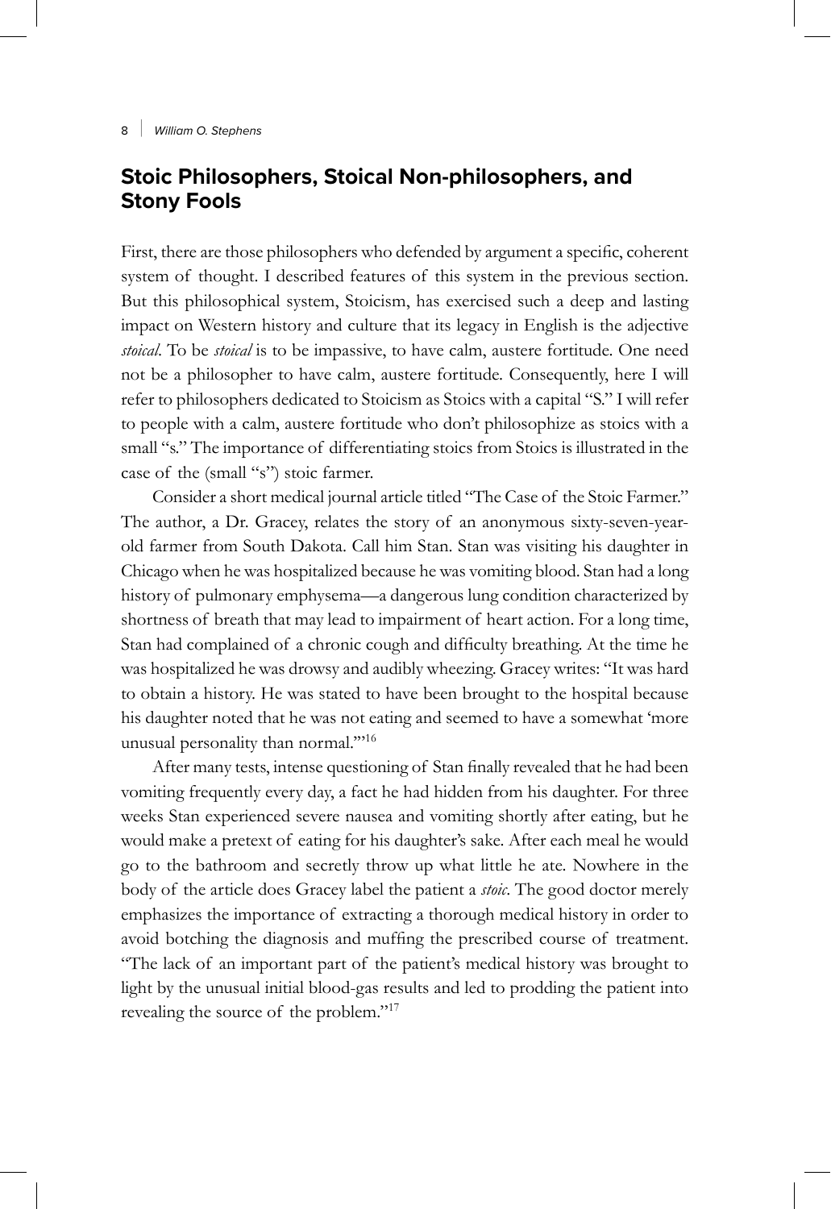## Stoic Philosophers, Stoical Non-philosophers, and Stony Fools

First, there are those philosophers who defended by argument a specific, coherent system of thought. I described features of this system in the previous section. But this philosophical system, Stoicism, has exercised such a deep and lasting impact on Western history and culture that its legacy in English is the adjective *stoical*. To be *stoical* is to be impassive, to have calm, austere fortitude. One need not be a philosopher to have calm, austere fortitude. Consequently, here I will refer to philosophers dedicated to Stoicism as Stoics with a capital "S." I will refer to people with a calm, austere fortitude who don't philosophize as stoics with a small "s." The importance of differentiating stoics from Stoics is illustrated in the case of the (small "s") stoic farmer.

Consider a short medical journal article titled "The Case of the Stoic Farmer." The author, a Dr. Gracey, relates the story of an anonymous sixty-seven-year-old farmer from South Dakota. Call him Stan. Stan was visiting his daughter in Chicago when he was hospitalized because he was vomiting blood. Stan had a long history of pulmonary emphysema—a dangerous lung condition characterized by shortness of breath that may lead to impairment of heart action. For a long time, Stan had complained of a chronic cough and difficulty breathing. At the time he was hospitalized he was drowsy and audibly wheezing. Gracey writes: "It was hard to obtain a history. He was stated to have been brought to the hospital because his daughter noted that he was not eating and seemed to have a somewhat 'more unusual personality than normal.'"[16]

After many tests, intense questioning of Stan finally revealed that he had been vomiting frequently every day, a fact he had hidden from his daughter. For three weeks Stan experienced severe nausea and vomiting shortly after eating, but he would make a pretext of eating for his daughter's sake. After each meal he would go to the bathroom and secretly throw up what little he ate. Nowhere in the body of the article does Gracey label the patient a *stoic*. The good doctor merely emphasizes the importance of extracting a thorough medical history in order to avoid botching the diagnosis and muffing the prescribed course of treatment. "The lack of an important part of the patient's medical history was brought to light by the unusual initial blood-gas results and led to prodding the patient into revealing the source of the problem."[17]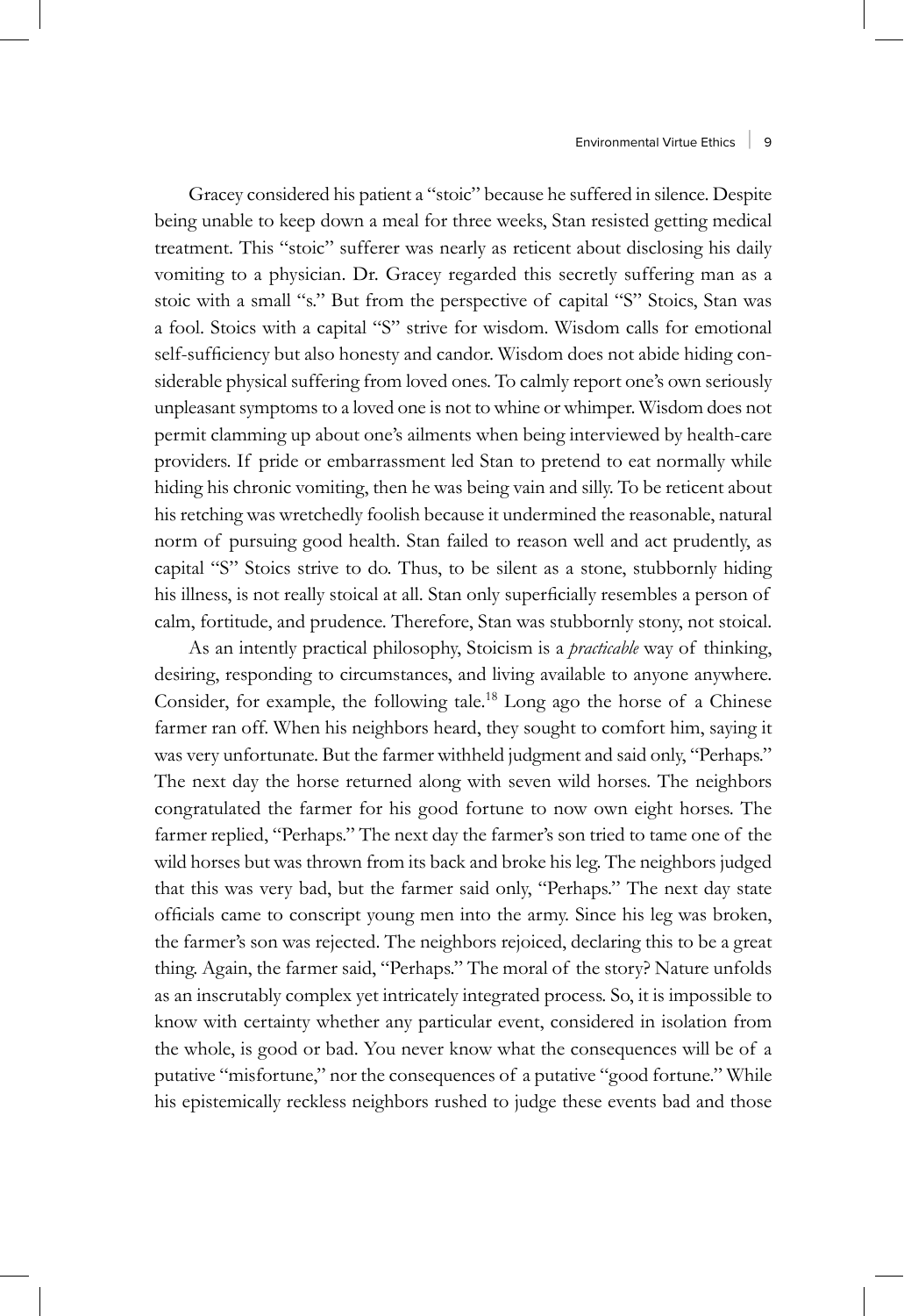Gracey considered his patient a "stoic" because he suffered in silence. Despite being unable to keep down a meal for three weeks, Stan resisted getting medical treatment. This "stoic" sufferer was nearly as reticent about disclosing his daily vomiting to a physician. Dr. Gracey regarded this secretly suffering man as a stoic with a small "s." But from the perspective of capital "S" Stoics, Stan was a fool. Stoics with a capital "S" strive for wisdom. Wisdom calls for emotional self-sufficiency but also honesty and candor. Wisdom does not abide hiding considerable physical suffering from loved ones. To calmly report one's own seriously unpleasant symptoms to a loved one is not to whine or whimper. Wisdom does not permit clamming up about one's ailments when being interviewed by health-care providers. If pride or embarrassment led Stan to pretend to eat normally while hiding his chronic vomiting, then he was being vain and silly. To be reticent about his retching was wretchedly foolish because it undermined the reasonable, natural norm of pursuing good health. Stan failed to reason well and act prudently, as capital "S" Stoics strive to do. Thus, to be silent as a stone, stubbornly hiding his illness, is not really stoical at all. Stan only superficially resembles a person of calm, fortitude, and prudence. Therefore, Stan was stubbornly stony, not stoical.

As an intently practical philosophy, Stoicism is a *practicable* way of thinking, desiring, responding to circumstances, and living available to anyone anywhere. Consider, for example, the following tale.[18] Long ago the horse of a Chinese farmer ran off. When his neighbors heard, they sought to comfort him, saying it was very unfortunate. But the farmer withheld judgment and said only, "Perhaps." The next day the horse returned along with seven wild horses. The neighbors congratulated the farmer for his good fortune to now own eight horses. The farmer replied, "Perhaps." The next day the farmer's son tried to tame one of the wild horses but was thrown from its back and broke his leg. The neighbors judged that this was very bad, but the farmer said only, "Perhaps." The next day state officials came to conscript young men into the army. Since his leg was broken, the farmer's son was rejected. The neighbors rejoiced, declaring this to be a great thing. Again, the farmer said, "Perhaps." The moral of the story? Nature unfolds as an inscrutably complex yet intricately integrated process. So, it is impossible to know with certainty whether any particular event, considered in isolation from the whole, is good or bad. You never know what the consequences will be of a putative "misfortune," nor the consequences of a putative "good fortune." While his epistemically reckless neighbors rushed to judge these events bad and those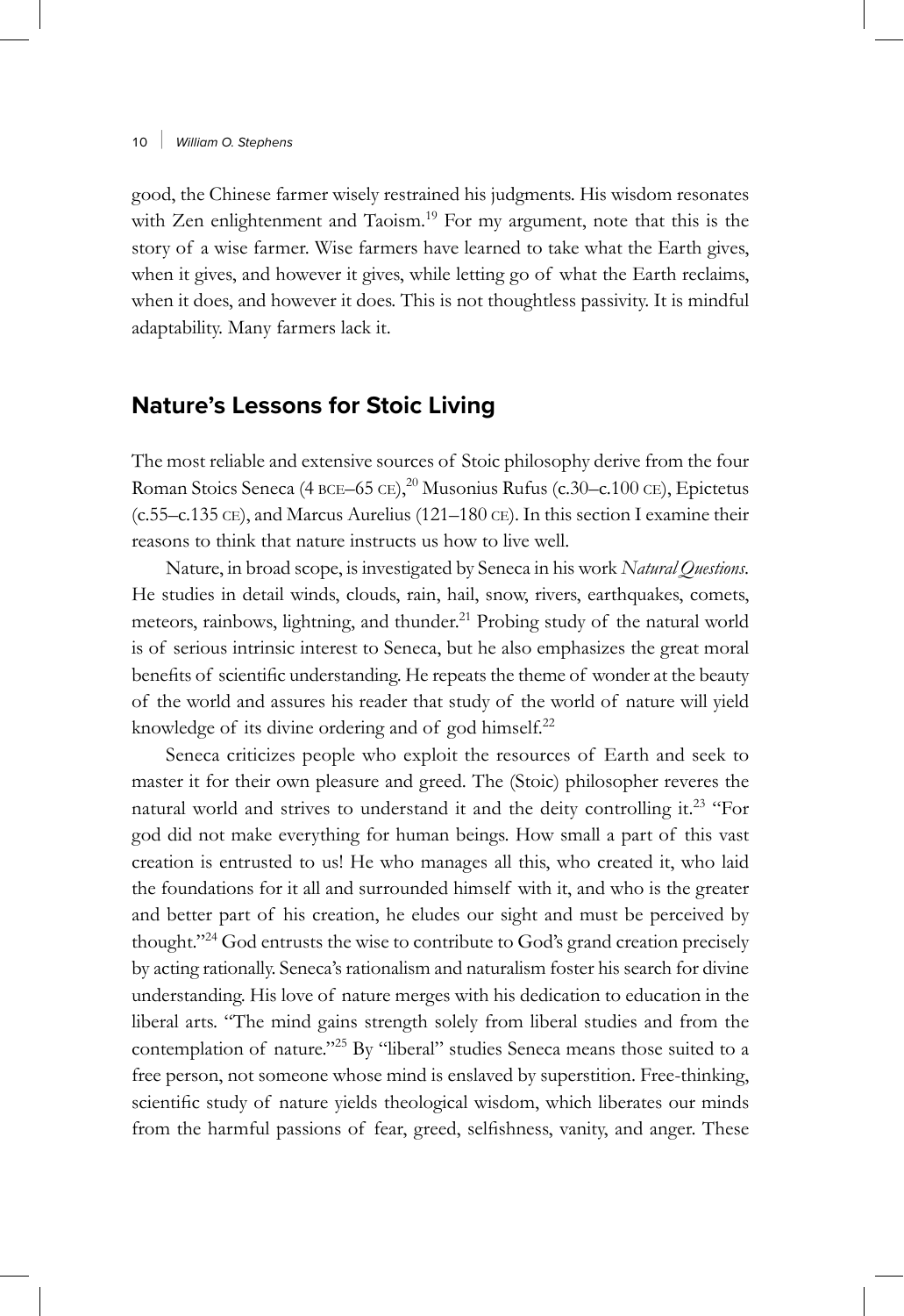good, the Chinese farmer wisely restrained his judgments. His wisdom resonates with Zen enlightenment and Taoism.[19] For my argument, note that this is the story of a wise farmer. Wise farmers have learned to take what the Earth gives, when it gives, and however it gives, while letting go of what the Earth reclaims, when it does, and however it does. This is not thoughtless passivity. It is mindful adaptability. Many farmers lack it.

## Nature's Lessons for Stoic Living

The most reliable and extensive sources of Stoic philosophy derive from the four Roman Stoics Seneca (4 BCE–65 CE),[20] Musonius Rufus (c.30–c.100 CE), Epictetus (c.55–c.135 CE), and Marcus Aurelius (121–180 CE). In this section I examine their reasons to think that nature instructs us how to live well.

Nature, in broad scope, is investigated by Seneca in his work *Natural Questions*. He studies in detail winds, clouds, rain, hail, snow, rivers, earthquakes, comets, meteors, rainbows, lightning, and thunder.[21] Probing study of the natural world is of serious intrinsic interest to Seneca, but he also emphasizes the great moral benefits of scientific understanding. He repeats the theme of wonder at the beauty of the world and assures his reader that study of the world of nature will yield knowledge of its divine ordering and of god himself.[22]

Seneca criticizes people who exploit the resources of Earth and seek to master it for their own pleasure and greed. The (Stoic) philosopher reveres the natural world and strives to understand it and the deity controlling it.[23] "For god did not make everything for human beings. How small a part of this vast creation is entrusted to us! He who manages all this, who created it, who laid the foundations for it all and surrounded himself with it, and who is the greater and better part of his creation, he eludes our sight and must be perceived by thought."[24] God entrusts the wise to contribute to God's grand creation precisely by acting rationally. Seneca's rationalism and naturalism foster his search for divine understanding. His love of nature merges with his dedication to education in the liberal arts. "The mind gains strength solely from liberal studies and from the contemplation of nature."[25] By "liberal" studies Seneca means those suited to a free person, not someone whose mind is enslaved by superstition. Free-thinking, scientific study of nature yields theological wisdom, which liberates our minds from the harmful passions of fear, greed, selfishness, vanity, and anger. These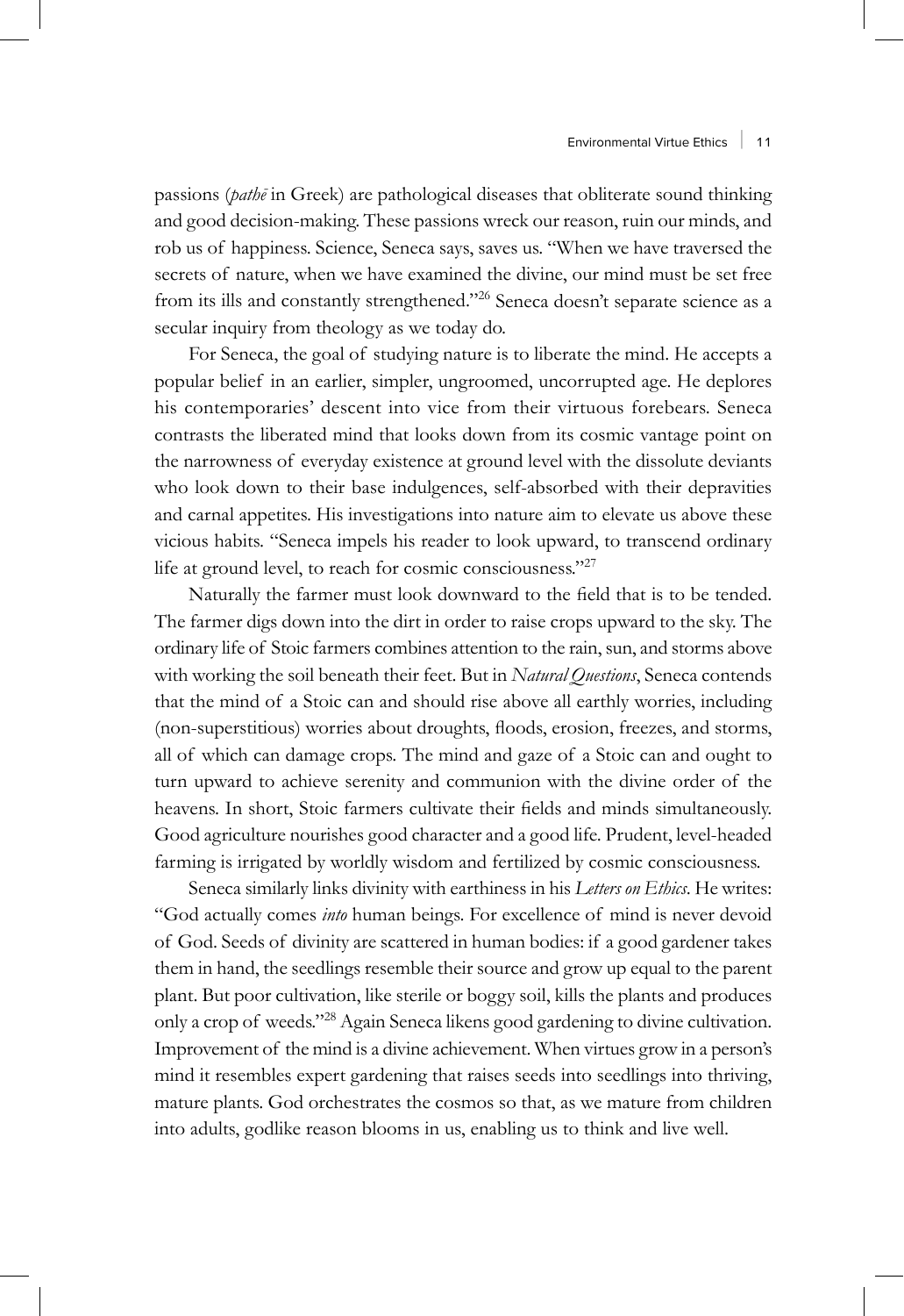passions (*pathē* in Greek) are pathological diseases that obliterate sound thinking and good decision-making. These passions wreck our reason, ruin our minds, and rob us of happiness. Science, Seneca says, saves us. "When we have traversed the secrets of nature, when we have examined the divine, our mind must be set free from its ills and constantly strengthened."[26] Seneca doesn't separate science as a secular inquiry from theology as we today do.

For Seneca, the goal of studying nature is to liberate the mind. He accepts a popular belief in an earlier, simpler, ungroomed, uncorrupted age. He deplores his contemporaries' descent into vice from their virtuous forebears. Seneca contrasts the liberated mind that looks down from its cosmic vantage point on the narrowness of everyday existence at ground level with the dissolute deviants who look down to their base indulgences, self-absorbed with their depravities and carnal appetites. His investigations into nature aim to elevate us above these vicious habits. "Seneca impels his reader to look upward, to transcend ordinary life at ground level, to reach for cosmic consciousness."[27]

Naturally the farmer must look downward to the field that is to be tended. The farmer digs down into the dirt in order to raise crops upward to the sky. The ordinary life of Stoic farmers combines attention to the rain, sun, and storms above with working the soil beneath their feet. But in *Natural Questions*, Seneca contends that the mind of a Stoic can and should rise above all earthly worries, including (non-superstitious) worries about droughts, floods, erosion, freezes, and storms, all of which can damage crops. The mind and gaze of a Stoic can and ought to turn upward to achieve serenity and communion with the divine order of the heavens. In short, Stoic farmers cultivate their fields and minds simultaneously. Good agriculture nourishes good character and a good life. Prudent, level-headed farming is irrigated by worldly wisdom and fertilized by cosmic consciousness.

Seneca similarly links divinity with earthiness in his *Letters on Ethics*. He writes: "God actually comes *into* human beings. For excellence of mind is never devoid of God. Seeds of divinity are scattered in human bodies: if a good gardener takes them in hand, the seedlings resemble their source and grow up equal to the parent plant. But poor cultivation, like sterile or boggy soil, kills the plants and produces only a crop of weeds."[28] Again Seneca likens good gardening to divine cultivation. Improvement of the mind is a divine achievement. When virtues grow in a person's mind it resembles expert gardening that raises seeds into seedlings into thriving, mature plants. God orchestrates the cosmos so that, as we mature from children into adults, godlike reason blooms in us, enabling us to think and live well.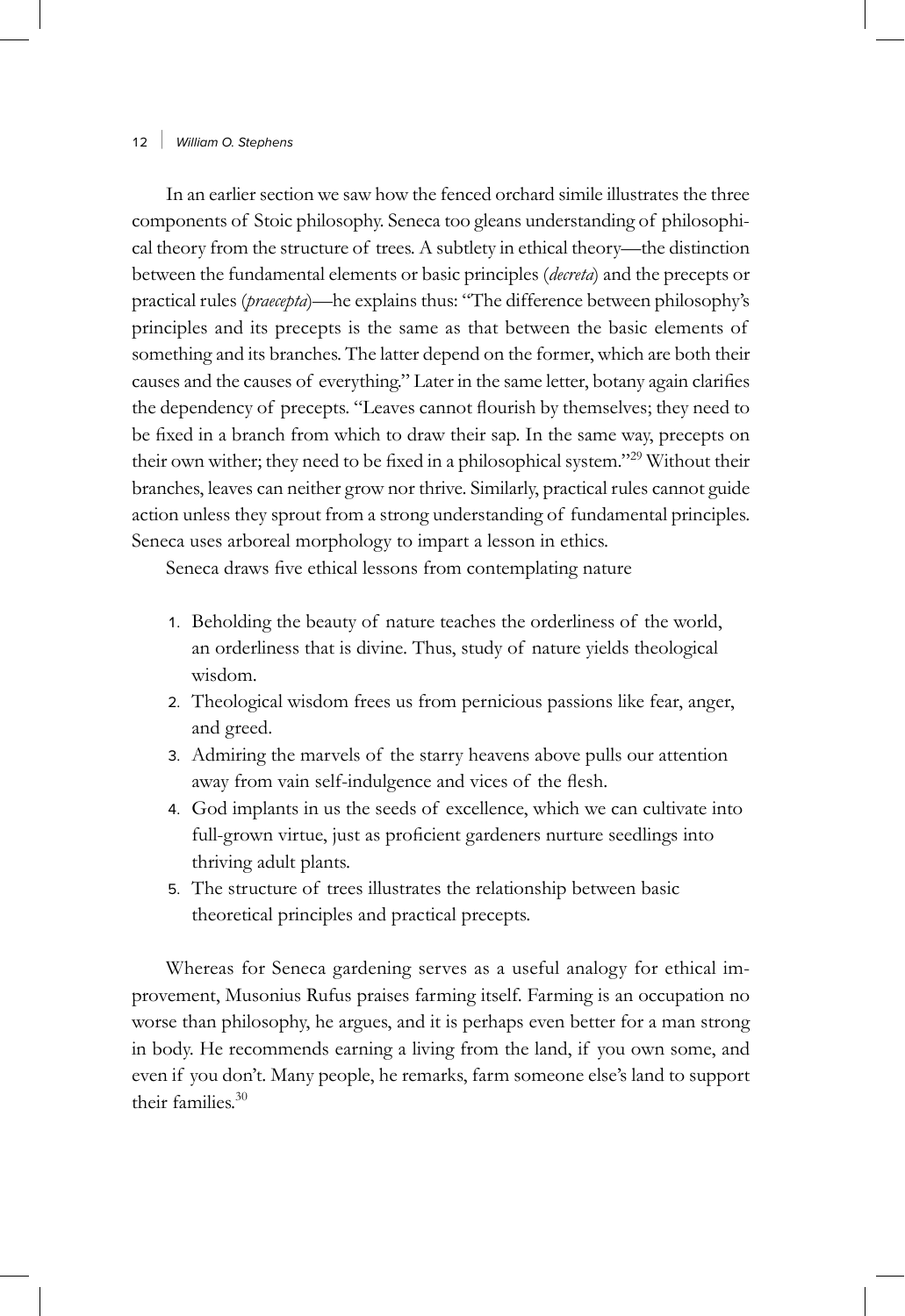In an earlier section we saw how the fenced orchard simile illustrates the three components of Stoic philosophy. Seneca too gleans understanding of philosophical theory from the structure of trees. A subtlety in ethical theory—the distinction between the fundamental elements or basic principles (*decreta*) and the precepts or practical rules (*praecepta*)—he explains thus: "The difference between philosophy's principles and its precepts is the same as that between the basic elements of something and its branches. The latter depend on the former, which are both their causes and the causes of everything." Later in the same letter, botany again clarifies the dependency of precepts. "Leaves cannot flourish by themselves; they need to be fixed in a branch from which to draw their sap. In the same way, precepts on their own wither; they need to be fixed in a philosophical system."[29] Without their branches, leaves can neither grow nor thrive. Similarly, practical rules cannot guide action unless they sprout from a strong understanding of fundamental principles. Seneca uses arboreal morphology to impart a lesson in ethics.

Seneca draws five ethical lessons from contemplating nature

1. Beholding the beauty of nature teaches the orderliness of the world, an orderliness that is divine. Thus, study of nature yields theological wisdom.
2. Theological wisdom frees us from pernicious passions like fear, anger, and greed.
3. Admiring the marvels of the starry heavens above pulls our attention away from vain self-indulgence and vices of the flesh.
4. God implants in us the seeds of excellence, which we can cultivate into full-grown virtue, just as proficient gardeners nurture seedlings into thriving adult plants.
5. The structure of trees illustrates the relationship between basic theoretical principles and practical precepts.

Whereas for Seneca gardening serves as a useful analogy for ethical improvement, Musonius Rufus praises farming itself. Farming is an occupation no worse than philosophy, he argues, and it is perhaps even better for a man strong in body. He recommends earning a living from the land, if you own some, and even if you don't. Many people, he remarks, farm someone else's land to support their families.[30]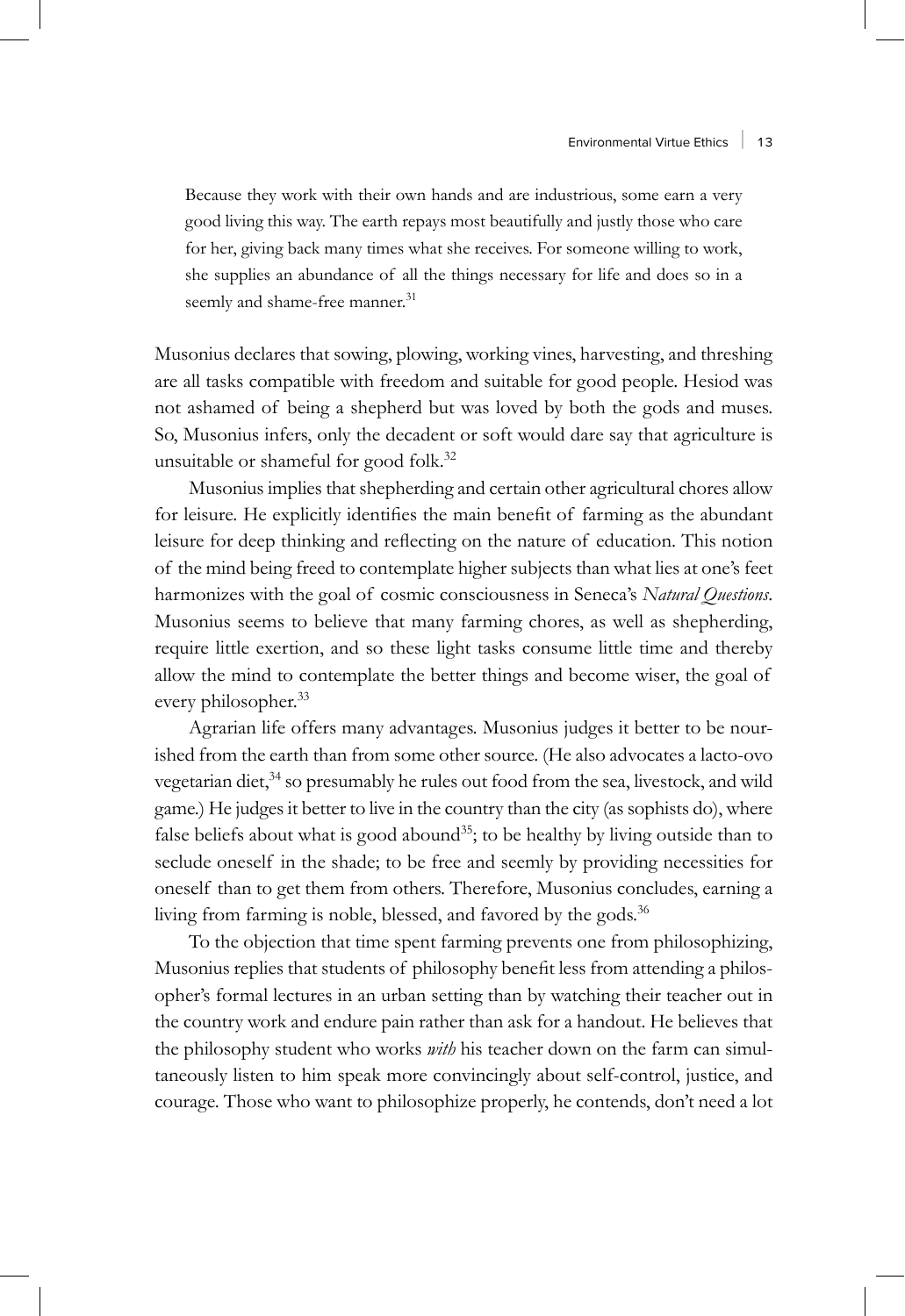> Because they work with their own hands and are industrious, some earn a very good living this way. The earth repays most beautifully and justly those who care for her, giving back many times what she receives. For someone willing to work, she supplies an abundance of all the things necessary for life and does so in a seemly and shame-free manner.[31]

Musonius declares that sowing, plowing, working vines, harvesting, and threshing are all tasks compatible with freedom and suitable for good people. Hesiod was not ashamed of being a shepherd but was loved by both the gods and muses. So, Musonius infers, only the decadent or soft would dare say that agriculture is unsuitable or shameful for good folk.[32]

Musonius implies that shepherding and certain other agricultural chores allow for leisure. He explicitly identifies the main benefit of farming as the abundant leisure for deep thinking and reflecting on the nature of education. This notion of the mind being freed to contemplate higher subjects than what lies at one's feet harmonizes with the goal of cosmic consciousness in Seneca's *Natural Questions*. Musonius seems to believe that many farming chores, as well as shepherding, require little exertion, and so these light tasks consume little time and thereby allow the mind to contemplate the better things and become wiser, the goal of every philosopher.[33]

Agrarian life offers many advantages. Musonius judges it better to be nourished from the earth than from some other source. (He also advocates a lacto-ovo vegetarian diet,[34] so presumably he rules out food from the sea, livestock, and wild game.) He judges it better to live in the country than the city (as sophists do), where false beliefs about what is good abound[35]; to be healthy by living outside than to seclude oneself in the shade; to be free and seemly by providing necessities for oneself than to get them from others. Therefore, Musonius concludes, earning a living from farming is noble, blessed, and favored by the gods.[36]

To the objection that time spent farming prevents one from philosophizing, Musonius replies that students of philosophy benefit less from attending a philosopher's formal lectures in an urban setting than by watching their teacher out in the country work and endure pain rather than ask for a handout. He believes that the philosophy student who works *with* his teacher down on the farm can simultaneously listen to him speak more convincingly about self-control, justice, and courage. Those who want to philosophize properly, he contends, don't need a lot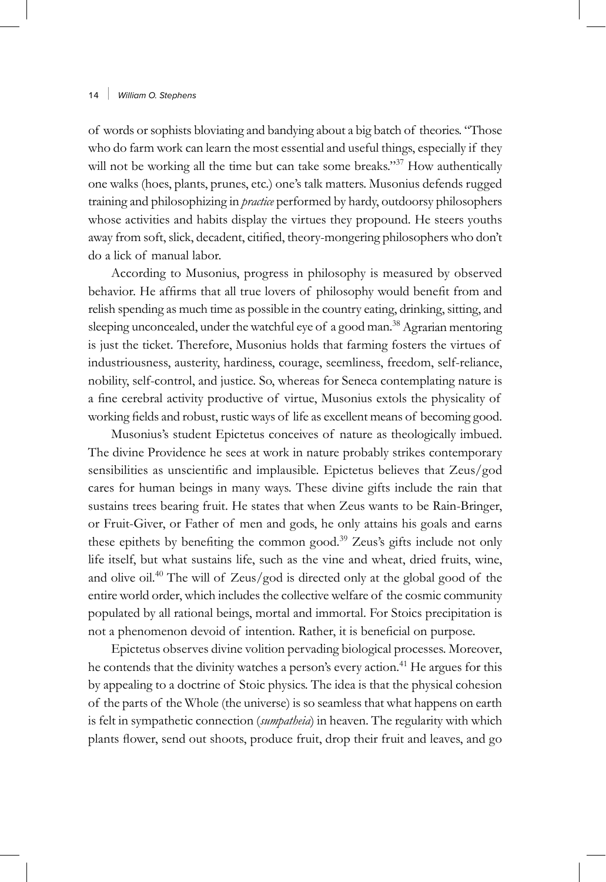of words or sophists bloviating and bandying about a big batch of theories. "Those who do farm work can learn the most essential and useful things, especially if they will not be working all the time but can take some breaks."[37] How authentically one walks (hoes, plants, prunes, etc.) one's talk matters. Musonius defends rugged training and philosophizing in *practice* performed by hardy, outdoorsy philosophers whose activities and habits display the virtues they propound. He steers youths away from soft, slick, decadent, citified, theory-mongering philosophers who don't do a lick of manual labor.

According to Musonius, progress in philosophy is measured by observed behavior. He affirms that all true lovers of philosophy would benefit from and relish spending as much time as possible in the country eating, drinking, sitting, and sleeping unconcealed, under the watchful eye of a good man.[38] Agrarian mentoring is just the ticket. Therefore, Musonius holds that farming fosters the virtues of industriousness, austerity, hardiness, courage, seemliness, freedom, self-reliance, nobility, self-control, and justice. So, whereas for Seneca contemplating nature is a fine cerebral activity productive of virtue, Musonius extols the physicality of working fields and robust, rustic ways of life as excellent means of becoming good.

Musonius's student Epictetus conceives of nature as theologically imbued. The divine Providence he sees at work in nature probably strikes contemporary sensibilities as unscientific and implausible. Epictetus believes that Zeus/god cares for human beings in many ways. These divine gifts include the rain that sustains trees bearing fruit. He states that when Zeus wants to be Rain-Bringer, or Fruit-Giver, or Father of men and gods, he only attains his goals and earns these epithets by benefiting the common good.[39] Zeus's gifts include not only life itself, but what sustains life, such as the vine and wheat, dried fruits, wine, and olive oil.[40] The will of Zeus/god is directed only at the global good of the entire world order, which includes the collective welfare of the cosmic community populated by all rational beings, mortal and immortal. For Stoics precipitation is not a phenomenon devoid of intention. Rather, it is beneficial on purpose.

Epictetus observes divine volition pervading biological processes. Moreover, he contends that the divinity watches a person's every action.[41] He argues for this by appealing to a doctrine of Stoic physics. The idea is that the physical cohesion of the parts of the Whole (the universe) is so seamless that what happens on earth is felt in sympathetic connection (*sumpatheia*) in heaven. The regularity with which plants flower, send out shoots, produce fruit, drop their fruit and leaves, and go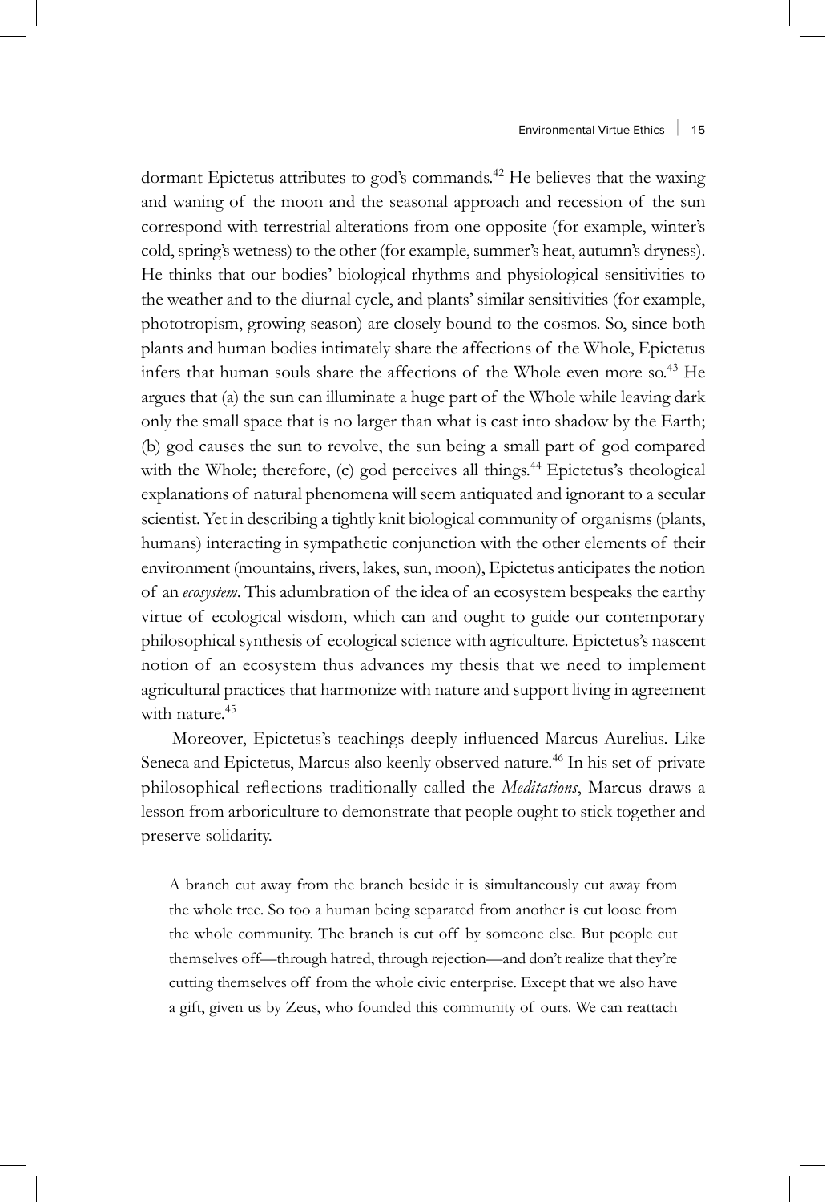dormant Epictetus attributes to god's commands.[42] He believes that the waxing and waning of the moon and the seasonal approach and recession of the sun correspond with terrestrial alterations from one opposite (for example, winter's cold, spring's wetness) to the other (for example, summer's heat, autumn's dryness). He thinks that our bodies' biological rhythms and physiological sensitivities to the weather and to the diurnal cycle, and plants' similar sensitivities (for example, phototropism, growing season) are closely bound to the cosmos. So, since both plants and human bodies intimately share the affections of the Whole, Epictetus infers that human souls share the affections of the Whole even more so.[43] He argues that (a) the sun can illuminate a huge part of the Whole while leaving dark only the small space that is no larger than what is cast into shadow by the Earth; (b) god causes the sun to revolve, the sun being a small part of god compared with the Whole; therefore, (c) god perceives all things.[44] Epictetus's theological explanations of natural phenomena will seem antiquated and ignorant to a secular scientist. Yet in describing a tightly knit biological community of organisms (plants, humans) interacting in sympathetic conjunction with the other elements of their environment (mountains, rivers, lakes, sun, moon), Epictetus anticipates the notion of an *ecosystem*. This adumbration of the idea of an ecosystem bespeaks the earthy virtue of ecological wisdom, which can and ought to guide our contemporary philosophical synthesis of ecological science with agriculture. Epictetus's nascent notion of an ecosystem thus advances my thesis that we need to implement agricultural practices that harmonize with nature and support living in agreement with nature.[45]

Moreover, Epictetus's teachings deeply influenced Marcus Aurelius. Like Seneca and Epictetus, Marcus also keenly observed nature.[46] In his set of private philosophical reflections traditionally called the *Meditations*, Marcus draws a lesson from arboriculture to demonstrate that people ought to stick together and preserve solidarity.

> A branch cut away from the branch beside it is simultaneously cut away from the whole tree. So too a human being separated from another is cut loose from the whole community. The branch is cut off by someone else. But people cut themselves off—through hatred, through rejection—and don't realize that they're cutting themselves off from the whole civic enterprise. Except that we also have a gift, given us by Zeus, who founded this community of ours. We can reattach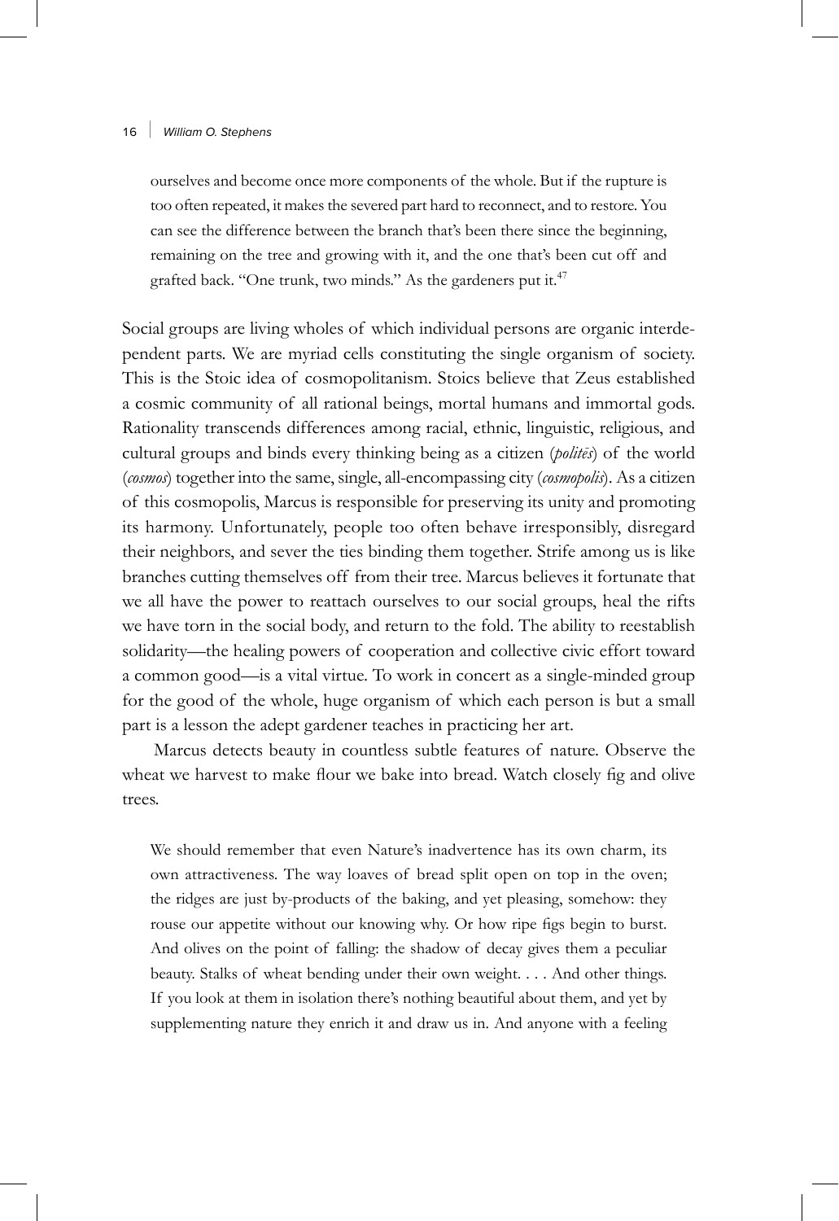> ourselves and become once more components of the whole. But if the rupture is too often repeated, it makes the severed part hard to reconnect, and to restore. You can see the difference between the branch that's been there since the beginning, remaining on the tree and growing with it, and the one that's been cut off and grafted back. "One trunk, two minds." As the gardeners put it.[47]

Social groups are living wholes of which individual persons are organic interdependent parts. We are myriad cells constituting the single organism of society. This is the Stoic idea of cosmopolitanism. Stoics believe that Zeus established a cosmic community of all rational beings, mortal humans and immortal gods. Rationality transcends differences among racial, ethnic, linguistic, religious, and cultural groups and binds every thinking being as a citizen (*politēs*) of the world (*cosmos*) together into the same, single, all-encompassing city (*cosmopolis*). As a citizen of this cosmopolis, Marcus is responsible for preserving its unity and promoting its harmony. Unfortunately, people too often behave irresponsibly, disregard their neighbors, and sever the ties binding them together. Strife among us is like branches cutting themselves off from their tree. Marcus believes it fortunate that we all have the power to reattach ourselves to our social groups, heal the rifts we have torn in the social body, and return to the fold. The ability to reestablish solidarity—the healing powers of cooperation and collective civic effort toward a common good—is a vital virtue. To work in concert as a single-minded group for the good of the whole, huge organism of which each person is but a small part is a lesson the adept gardener teaches in practicing her art.

Marcus detects beauty in countless subtle features of nature. Observe the wheat we harvest to make flour we bake into bread. Watch closely fig and olive trees.

> We should remember that even Nature's inadvertence has its own charm, its own attractiveness. The way loaves of bread split open on top in the oven; the ridges are just by-products of the baking, and yet pleasing, somehow: they rouse our appetite without our knowing why. Or how ripe figs begin to burst. And olives on the point of falling: the shadow of decay gives them a peculiar beauty. Stalks of wheat bending under their own weight. . . . And other things. If you look at them in isolation there's nothing beautiful about them, and yet by supplementing nature they enrich it and draw us in. And anyone with a feeling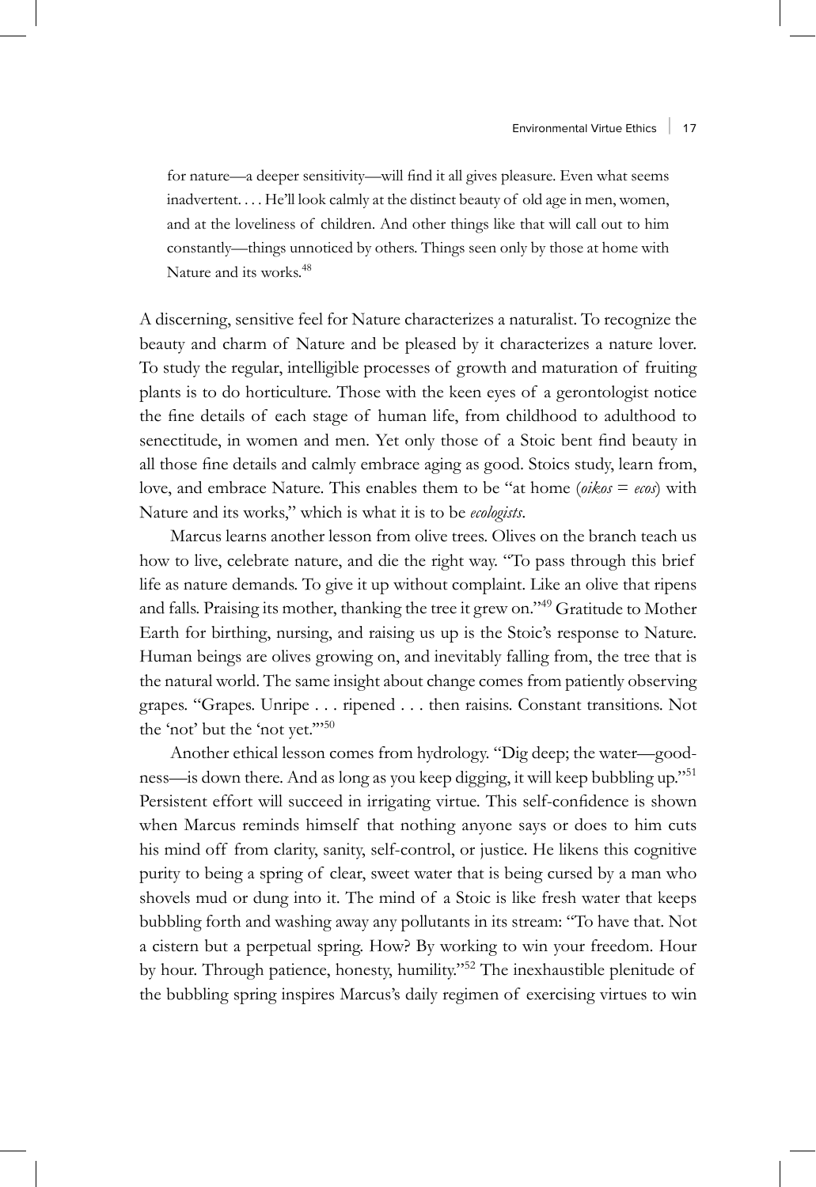> for nature—a deeper sensitivity—will find it all gives pleasure. Even what seems inadvertent. . . . He'll look calmly at the distinct beauty of old age in men, women, and at the loveliness of children. And other things like that will call out to him constantly—things unnoticed by others. Things seen only by those at home with Nature and its works.[48]

A discerning, sensitive feel for Nature characterizes a naturalist. To recognize the beauty and charm of Nature and be pleased by it characterizes a nature lover. To study the regular, intelligible processes of growth and maturation of fruiting plants is to do horticulture. Those with the keen eyes of a gerontologist notice the fine details of each stage of human life, from childhood to adulthood to senectitude, in women and men. Yet only those of a Stoic bent find beauty in all those fine details and calmly embrace aging as good. Stoics study, learn from, love, and embrace Nature. This enables them to be "at home (*oikos = ecos*) with Nature and its works," which is what it is to be *ecologists*.

Marcus learns another lesson from olive trees. Olives on the branch teach us how to live, celebrate nature, and die the right way. "To pass through this brief life as nature demands. To give it up without complaint. Like an olive that ripens and falls. Praising its mother, thanking the tree it grew on."[49] Gratitude to Mother Earth for birthing, nursing, and raising us up is the Stoic's response to Nature. Human beings are olives growing on, and inevitably falling from, the tree that is the natural world. The same insight about change comes from patiently observing grapes. "Grapes. Unripe . . . ripened . . . then raisins. Constant transitions. Not the 'not' but the 'not yet.'"[50]

Another ethical lesson comes from hydrology. "Dig deep; the water—goodness—is down there. And as long as you keep digging, it will keep bubbling up."[51] Persistent effort will succeed in irrigating virtue. This self-confidence is shown when Marcus reminds himself that nothing anyone says or does to him cuts his mind off from clarity, sanity, self-control, or justice. He likens this cognitive purity to being a spring of clear, sweet water that is being cursed by a man who shovels mud or dung into it. The mind of a Stoic is like fresh water that keeps bubbling forth and washing away any pollutants in its stream: "To have that. Not a cistern but a perpetual spring. How? By working to win your freedom. Hour by hour. Through patience, honesty, humility."[52] The inexhaustible plenitude of the bubbling spring inspires Marcus's daily regimen of exercising virtues to win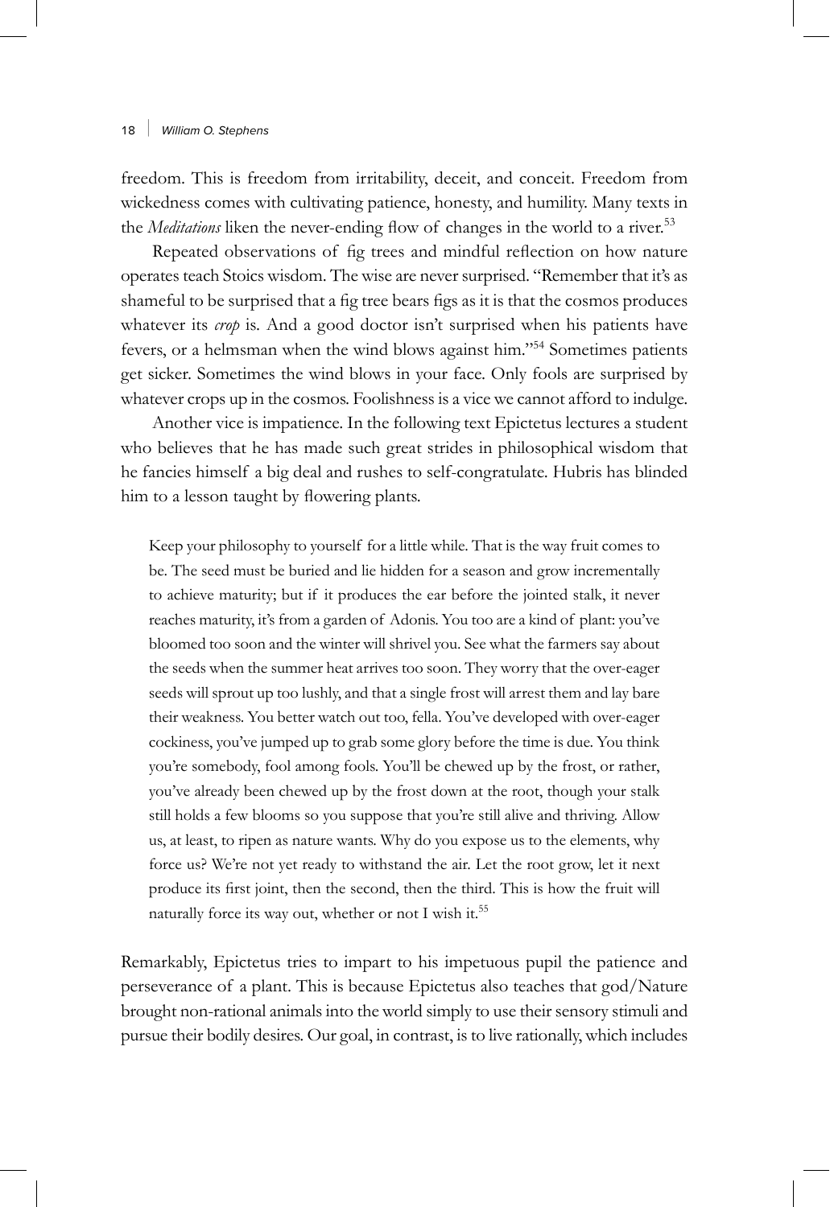freedom. This is freedom from irritability, deceit, and conceit. Freedom from wickedness comes with cultivating patience, honesty, and humility. Many texts in the *Meditations* liken the never-ending flow of changes in the world to a river.[53]

Repeated observations of fig trees and mindful reflection on how nature operates teach Stoics wisdom. The wise are never surprised. "Remember that it's as shameful to be surprised that a fig tree bears figs as it is that the cosmos produces whatever its *crop* is. And a good doctor isn't surprised when his patients have fevers, or a helmsman when the wind blows against him."[54] Sometimes patients get sicker. Sometimes the wind blows in your face. Only fools are surprised by whatever crops up in the cosmos. Foolishness is a vice we cannot afford to indulge.

Another vice is impatience. In the following text Epictetus lectures a student who believes that he has made such great strides in philosophical wisdom that he fancies himself a big deal and rushes to self-congratulate. Hubris has blinded him to a lesson taught by flowering plants.

> Keep your philosophy to yourself for a little while. That is the way fruit comes to be. The seed must be buried and lie hidden for a season and grow incrementally to achieve maturity; but if it produces the ear before the jointed stalk, it never reaches maturity, it's from a garden of Adonis. You too are a kind of plant: you've bloomed too soon and the winter will shrivel you. See what the farmers say about the seeds when the summer heat arrives too soon. They worry that the over-eager seeds will sprout up too lushly, and that a single frost will arrest them and lay bare their weakness. You better watch out too, fella. You've developed with over-eager cockiness, you've jumped up to grab some glory before the time is due. You think you're somebody, fool among fools. You'll be chewed up by the frost, or rather, you've already been chewed up by the frost down at the root, though your stalk still holds a few blooms so you suppose that you're still alive and thriving. Allow us, at least, to ripen as nature wants. Why do you expose us to the elements, why force us? We're not yet ready to withstand the air. Let the root grow, let it next produce its first joint, then the second, then the third. This is how the fruit will naturally force its way out, whether or not I wish it.[55]

Remarkably, Epictetus tries to impart to his impetuous pupil the patience and perseverance of a plant. This is because Epictetus also teaches that god/Nature brought non-rational animals into the world simply to use their sensory stimuli and pursue their bodily desires. Our goal, in contrast, is to live rationally, which includes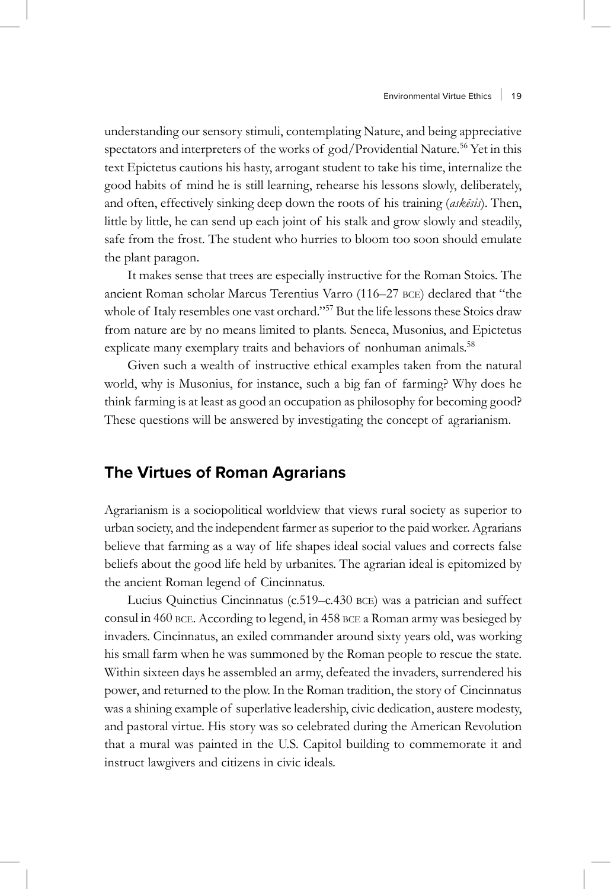understanding our sensory stimuli, contemplating Nature, and being appreciative spectators and interpreters of the works of god/Providential Nature.[56] Yet in this text Epictetus cautions his hasty, arrogant student to take his time, internalize the good habits of mind he is still learning, rehearse his lessons slowly, deliberately, and often, effectively sinking deep down the roots of his training (*askēsis*). Then, little by little, he can send up each joint of his stalk and grow slowly and steadily, safe from the frost. The student who hurries to bloom too soon should emulate the plant paragon.

It makes sense that trees are especially instructive for the Roman Stoics. The ancient Roman scholar Marcus Terentius Varro (116–27 BCE) declared that "the whole of Italy resembles one vast orchard."[57] But the life lessons these Stoics draw from nature are by no means limited to plants. Seneca, Musonius, and Epictetus explicate many exemplary traits and behaviors of nonhuman animals.[58]

Given such a wealth of instructive ethical examples taken from the natural world, why is Musonius, for instance, such a big fan of farming? Why does he think farming is at least as good an occupation as philosophy for becoming good? These questions will be answered by investigating the concept of agrarianism.

## The Virtues of Roman Agrarians

Agrarianism is a sociopolitical worldview that views rural society as superior to urban society, and the independent farmer as superior to the paid worker. Agrarians believe that farming as a way of life shapes ideal social values and corrects false beliefs about the good life held by urbanites. The agrarian ideal is epitomized by the ancient Roman legend of Cincinnatus.

Lucius Quinctius Cincinnatus (c.519–c.430 BCE) was a patrician and suffect consul in 460 BCE. According to legend, in 458 BCE a Roman army was besieged by invaders. Cincinnatus, an exiled commander around sixty years old, was working his small farm when he was summoned by the Roman people to rescue the state. Within sixteen days he assembled an army, defeated the invaders, surrendered his power, and returned to the plow. In the Roman tradition, the story of Cincinnatus was a shining example of superlative leadership, civic dedication, austere modesty, and pastoral virtue. His story was so celebrated during the American Revolution that a mural was painted in the U.S. Capitol building to commemorate it and instruct lawgivers and citizens in civic ideals.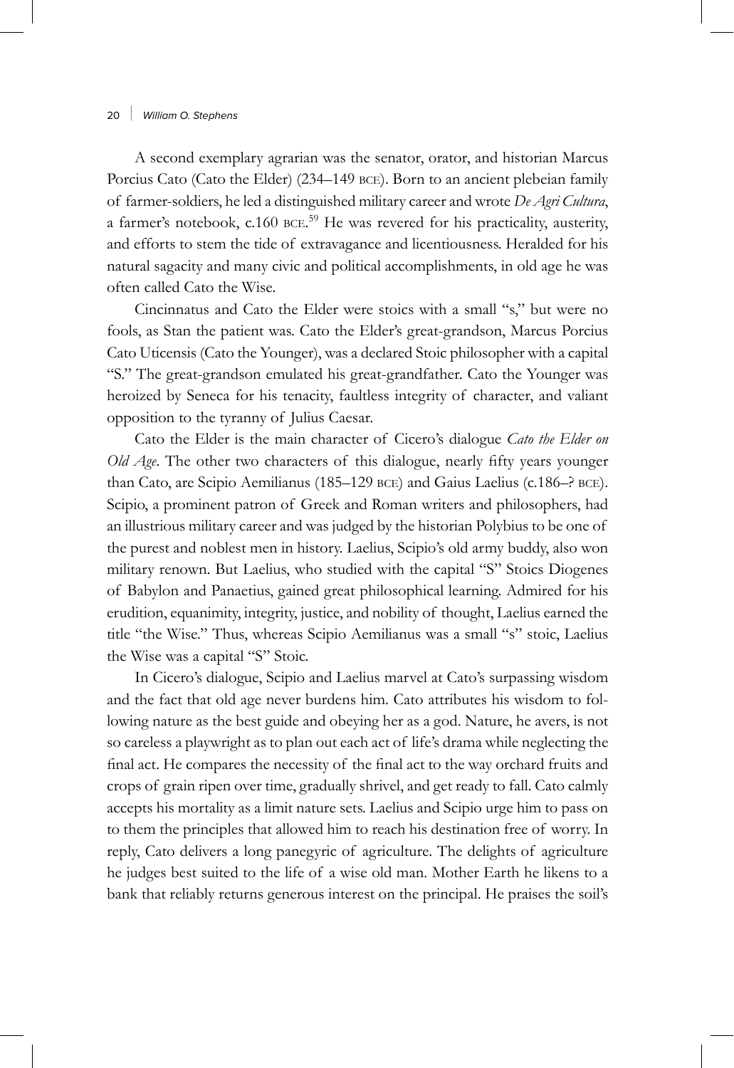A second exemplary agrarian was the senator, orator, and historian Marcus Porcius Cato (Cato the Elder) (234–149 BCE). Born to an ancient plebeian family of farmer-soldiers, he led a distinguished military career and wrote *De Agri Cultura*, a farmer's notebook, c.160 BCE.[59] He was revered for his practicality, austerity, and efforts to stem the tide of extravagance and licentiousness. Heralded for his natural sagacity and many civic and political accomplishments, in old age he was often called Cato the Wise.

Cincinnatus and Cato the Elder were stoics with a small "s," but were no fools, as Stan the patient was. Cato the Elder's great-grandson, Marcus Porcius Cato Uticensis (Cato the Younger), was a declared Stoic philosopher with a capital "S." The great-grandson emulated his great-grandfather. Cato the Younger was heroized by Seneca for his tenacity, faultless integrity of character, and valiant opposition to the tyranny of Julius Caesar.

Cato the Elder is the main character of Cicero's dialogue *Cato the Elder on Old Age*. The other two characters of this dialogue, nearly fifty years younger than Cato, are Scipio Aemilianus (185–129 BCE) and Gaius Laelius (c.186–? BCE). Scipio, a prominent patron of Greek and Roman writers and philosophers, had an illustrious military career and was judged by the historian Polybius to be one of the purest and noblest men in history. Laelius, Scipio's old army buddy, also won military renown. But Laelius, who studied with the capital "S" Stoics Diogenes of Babylon and Panaetius, gained great philosophical learning. Admired for his erudition, equanimity, integrity, justice, and nobility of thought, Laelius earned the title "the Wise." Thus, whereas Scipio Aemilianus was a small "s" stoic, Laelius the Wise was a capital "S" Stoic.

In Cicero's dialogue, Scipio and Laelius marvel at Cato's surpassing wisdom and the fact that old age never burdens him. Cato attributes his wisdom to following nature as the best guide and obeying her as a god. Nature, he avers, is not so careless a playwright as to plan out each act of life's drama while neglecting the final act. He compares the necessity of the final act to the way orchard fruits and crops of grain ripen over time, gradually shrivel, and get ready to fall. Cato calmly accepts his mortality as a limit nature sets. Laelius and Scipio urge him to pass on to them the principles that allowed him to reach his destination free of worry. In reply, Cato delivers a long panegyric of agriculture. The delights of agriculture he judges best suited to the life of a wise old man. Mother Earth he likens to a bank that reliably returns generous interest on the principal. He praises the soil's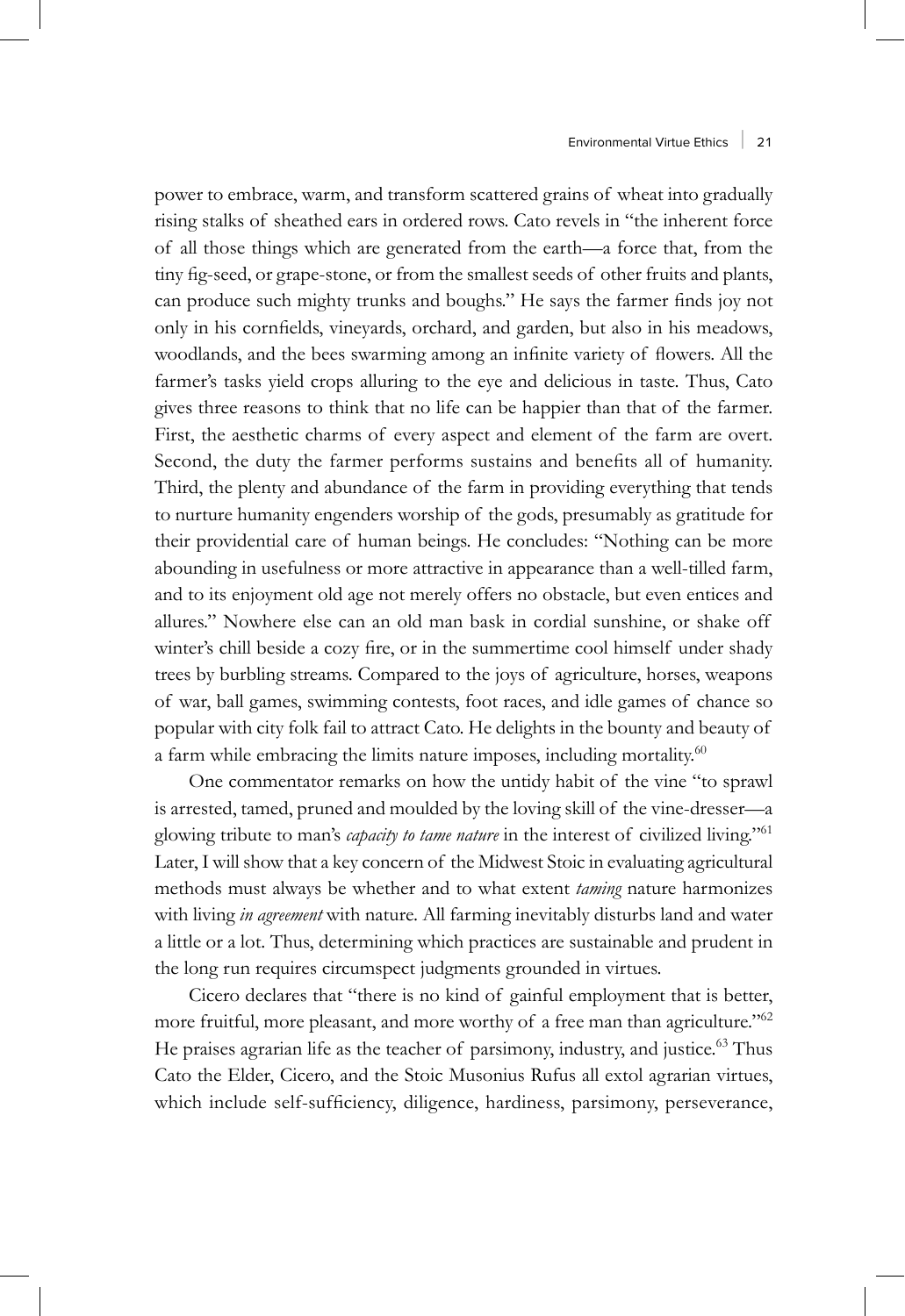power to embrace, warm, and transform scattered grains of wheat into gradually rising stalks of sheathed ears in ordered rows. Cato revels in "the inherent force of all those things which are generated from the earth—a force that, from the tiny fig-seed, or grape-stone, or from the smallest seeds of other fruits and plants, can produce such mighty trunks and boughs." He says the farmer finds joy not only in his cornfields, vineyards, orchard, and garden, but also in his meadows, woodlands, and the bees swarming among an infinite variety of flowers. All the farmer's tasks yield crops alluring to the eye and delicious in taste. Thus, Cato gives three reasons to think that no life can be happier than that of the farmer. First, the aesthetic charms of every aspect and element of the farm are overt. Second, the duty the farmer performs sustains and benefits all of humanity. Third, the plenty and abundance of the farm in providing everything that tends to nurture humanity engenders worship of the gods, presumably as gratitude for their providential care of human beings. He concludes: "Nothing can be more abounding in usefulness or more attractive in appearance than a well-tilled farm, and to its enjoyment old age not merely offers no obstacle, but even entices and allures." Nowhere else can an old man bask in cordial sunshine, or shake off winter's chill beside a cozy fire, or in the summertime cool himself under shady trees by burbling streams. Compared to the joys of agriculture, horses, weapons of war, ball games, swimming contests, foot races, and idle games of chance so popular with city folk fail to attract Cato. He delights in the bounty and beauty of a farm while embracing the limits nature imposes, including mortality.[60]

One commentator remarks on how the untidy habit of the vine "to sprawl is arrested, tamed, pruned and moulded by the loving skill of the vine-dresser—a glowing tribute to man's *capacity to tame nature* in the interest of civilized living."[61] Later, I will show that a key concern of the Midwest Stoic in evaluating agricultural methods must always be whether and to what extent *taming* nature harmonizes with living *in agreement* with nature. All farming inevitably disturbs land and water a little or a lot. Thus, determining which practices are sustainable and prudent in the long run requires circumspect judgments grounded in virtues.

Cicero declares that "there is no kind of gainful employment that is better, more fruitful, more pleasant, and more worthy of a free man than agriculture."[62] He praises agrarian life as the teacher of parsimony, industry, and justice.[63] Thus Cato the Elder, Cicero, and the Stoic Musonius Rufus all extol agrarian virtues, which include self-sufficiency, diligence, hardiness, parsimony, perseverance,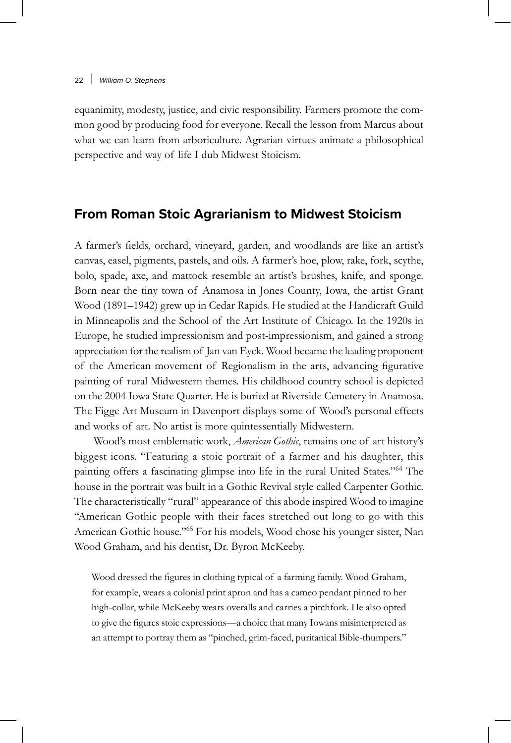equanimity, modesty, justice, and civic responsibility. Farmers promote the common good by producing food for everyone. Recall the lesson from Marcus about what we can learn from arboriculture. Agrarian virtues animate a philosophical perspective and way of life I dub Midwest Stoicism.

## From Roman Stoic Agrarianism to Midwest Stoicism

A farmer's fields, orchard, vineyard, garden, and woodlands are like an artist's canvas, easel, pigments, pastels, and oils. A farmer's hoe, plow, rake, fork, scythe, bolo, spade, axe, and mattock resemble an artist's brushes, knife, and sponge. Born near the tiny town of Anamosa in Jones County, Iowa, the artist Grant Wood (1891–1942) grew up in Cedar Rapids. He studied at the Handicraft Guild in Minneapolis and the School of the Art Institute of Chicago. In the 1920s in Europe, he studied impressionism and post-impressionism, and gained a strong appreciation for the realism of Jan van Eyck. Wood became the leading proponent of the American movement of Regionalism in the arts, advancing figurative painting of rural Midwestern themes. His childhood country school is depicted on the 2004 Iowa State Quarter. He is buried at Riverside Cemetery in Anamosa. The Figge Art Museum in Davenport displays some of Wood's personal effects and works of art. No artist is more quintessentially Midwestern.

Wood's most emblematic work, *American Gothic*, remains one of art history's biggest icons. "Featuring a stoic portrait of a farmer and his daughter, this painting offers a fascinating glimpse into life in the rural United States."[64] The house in the portrait was built in a Gothic Revival style called Carpenter Gothic. The characteristically "rural" appearance of this abode inspired Wood to imagine "American Gothic people with their faces stretched out long to go with this American Gothic house."[65] For his models, Wood chose his younger sister, Nan Wood Graham, and his dentist, Dr. Byron McKeeby.

> Wood dressed the figures in clothing typical of a farming family. Wood Graham, for example, wears a colonial print apron and has a cameo pendant pinned to her high-collar, while McKeeby wears overalls and carries a pitchfork. He also opted to give the figures stoic expressions—a choice that many Iowans misinterpreted as an attempt to portray them as "pinched, grim-faced, puritanical Bible-thumpers."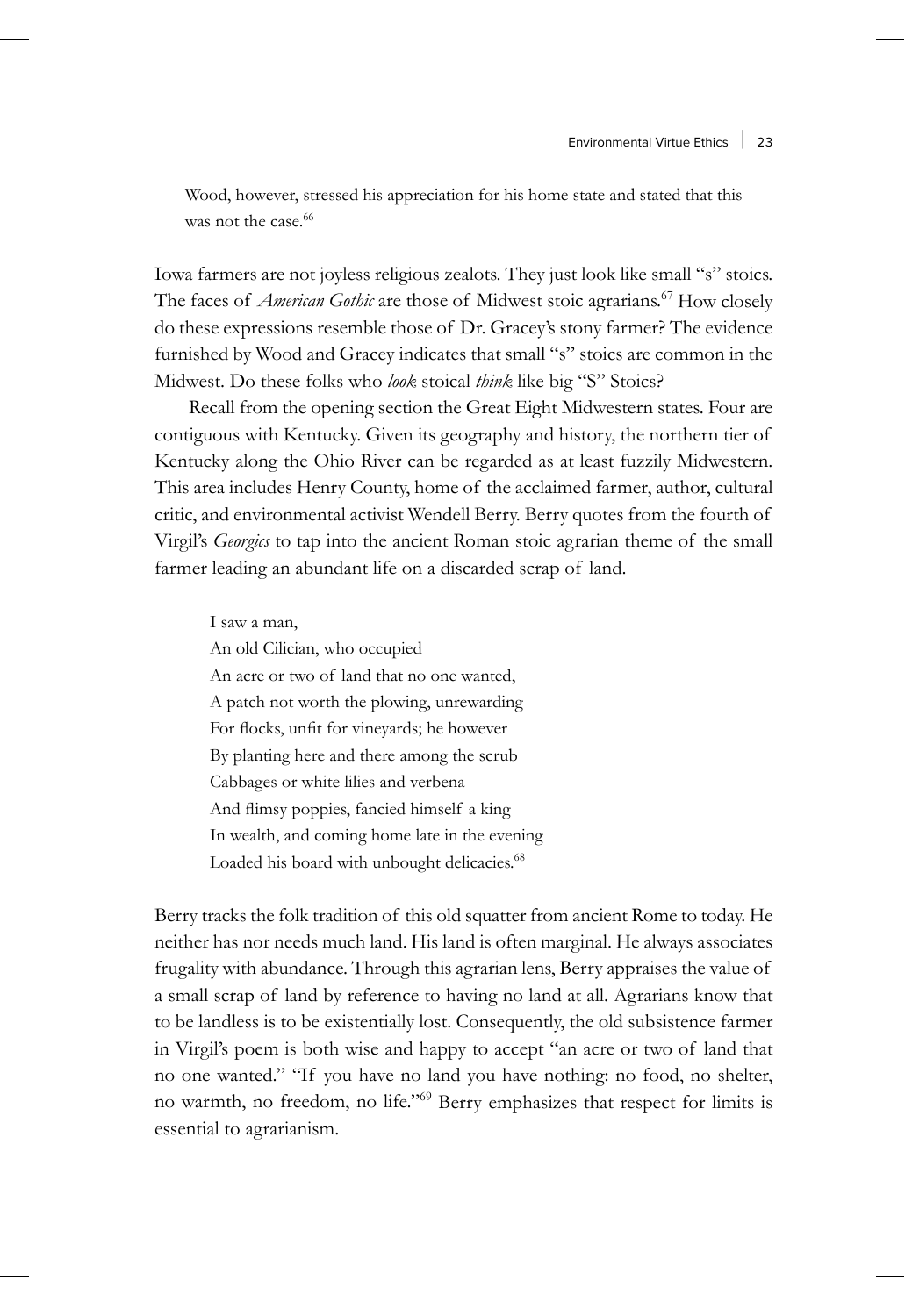Wood, however, stressed his appreciation for his home state and stated that this was not the case.[66]

Iowa farmers are not joyless religious zealots. They just look like small "s" stoics. The faces of *American Gothic* are those of Midwest stoic agrarians.[67] How closely do these expressions resemble those of Dr. Gracey's stony farmer? The evidence furnished by Wood and Gracey indicates that small "s" stoics are common in the Midwest. Do these folks who *look* stoical *think* like big "S" Stoics?

Recall from the opening section the Great Eight Midwestern states. Four are contiguous with Kentucky. Given its geography and history, the northern tier of Kentucky along the Ohio River can be regarded as at least fuzzily Midwestern. This area includes Henry County, home of the acclaimed farmer, author, cultural critic, and environmental activist Wendell Berry. Berry quotes from the fourth of Virgil's *Georgics* to tap into the ancient Roman stoic agrarian theme of the small farmer leading an abundant life on a discarded scrap of land.

> I saw a man,
> An old Cilician, who occupied
> An acre or two of land that no one wanted,
> A patch not worth the plowing, unrewarding
> For flocks, unfit for vineyards; he however
> By planting here and there among the scrub
> Cabbages or white lilies and verbena
> And flimsy poppies, fancied himself a king
> In wealth, and coming home late in the evening
> Loaded his board with unbought delicacies.[68]

Berry tracks the folk tradition of this old squatter from ancient Rome to today. He neither has nor needs much land. His land is often marginal. He always associates frugality with abundance. Through this agrarian lens, Berry appraises the value of a small scrap of land by reference to having no land at all. Agrarians know that to be landless is to be existentially lost. Consequently, the old subsistence farmer in Virgil's poem is both wise and happy to accept "an acre or two of land that no one wanted." "If you have no land you have nothing: no food, no shelter, no warmth, no freedom, no life."[69] Berry emphasizes that respect for limits is essential to agrarianism.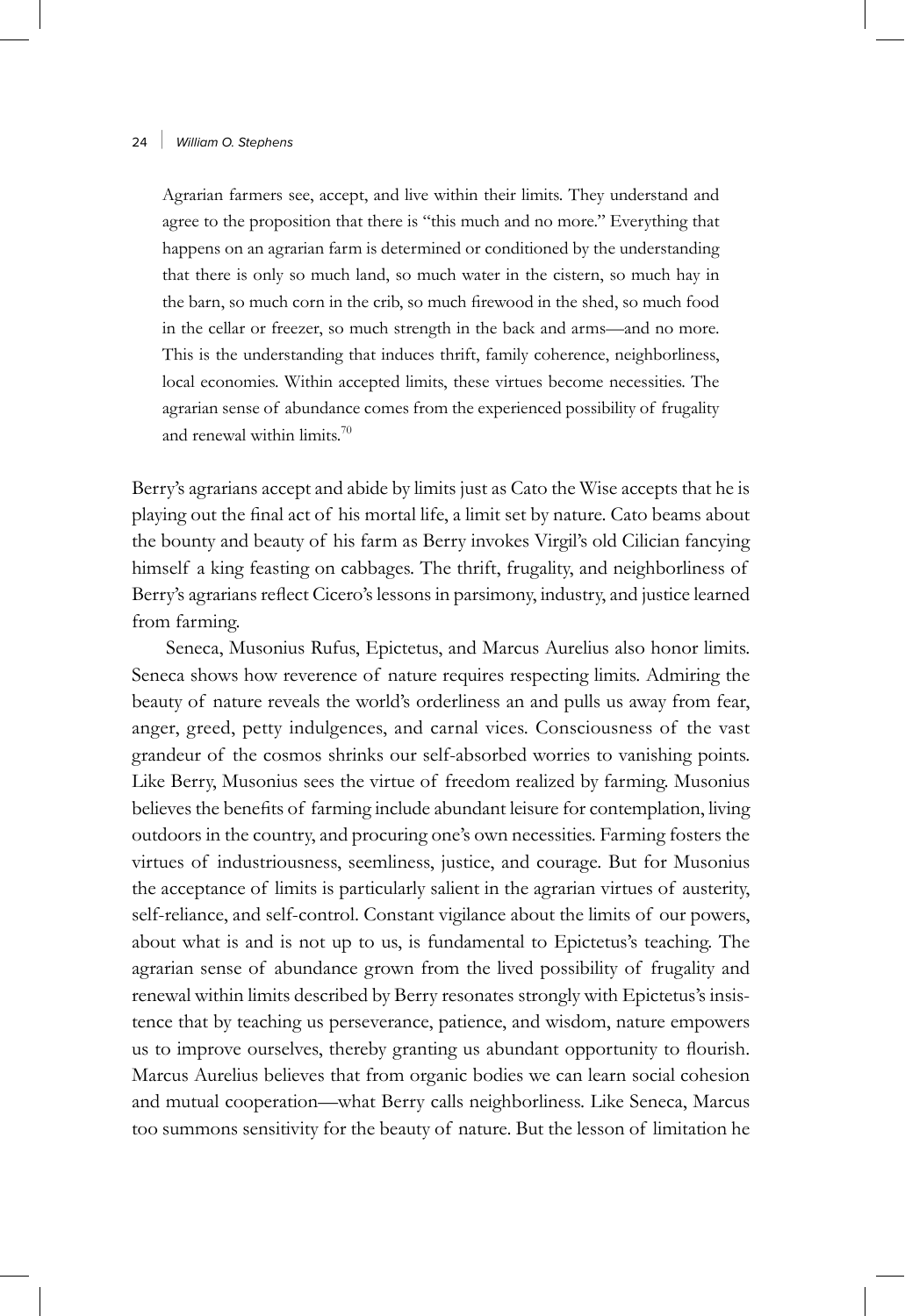> Agrarian farmers see, accept, and live within their limits. They understand and agree to the proposition that there is "this much and no more." Everything that happens on an agrarian farm is determined or conditioned by the understanding that there is only so much land, so much water in the cistern, so much hay in the barn, so much corn in the crib, so much firewood in the shed, so much food in the cellar or freezer, so much strength in the back and arms—and no more. This is the understanding that induces thrift, family coherence, neighborliness, local economies. Within accepted limits, these virtues become necessities. The agrarian sense of abundance comes from the experienced possibility of frugality and renewal within limits.[70]

Berry's agrarians accept and abide by limits just as Cato the Wise accepts that he is playing out the final act of his mortal life, a limit set by nature. Cato beams about the bounty and beauty of his farm as Berry invokes Virgil's old Cilician fancying himself a king feasting on cabbages. The thrift, frugality, and neighborliness of Berry's agrarians reflect Cicero's lessons in parsimony, industry, and justice learned from farming.

Seneca, Musonius Rufus, Epictetus, and Marcus Aurelius also honor limits. Seneca shows how reverence of nature requires respecting limits. Admiring the beauty of nature reveals the world's orderliness an and pulls us away from fear, anger, greed, petty indulgences, and carnal vices. Consciousness of the vast grandeur of the cosmos shrinks our self-absorbed worries to vanishing points. Like Berry, Musonius sees the virtue of freedom realized by farming. Musonius believes the benefits of farming include abundant leisure for contemplation, living outdoors in the country, and procuring one's own necessities. Farming fosters the virtues of industriousness, seemliness, justice, and courage. But for Musonius the acceptance of limits is particularly salient in the agrarian virtues of austerity, self-reliance, and self-control. Constant vigilance about the limits of our powers, about what is and is not up to us, is fundamental to Epictetus's teaching. The agrarian sense of abundance grown from the lived possibility of frugality and renewal within limits described by Berry resonates strongly with Epictetus's insistence that by teaching us perseverance, patience, and wisdom, nature empowers us to improve ourselves, thereby granting us abundant opportunity to flourish. Marcus Aurelius believes that from organic bodies we can learn social cohesion and mutual cooperation—what Berry calls neighborliness. Like Seneca, Marcus too summons sensitivity for the beauty of nature. But the lesson of limitation he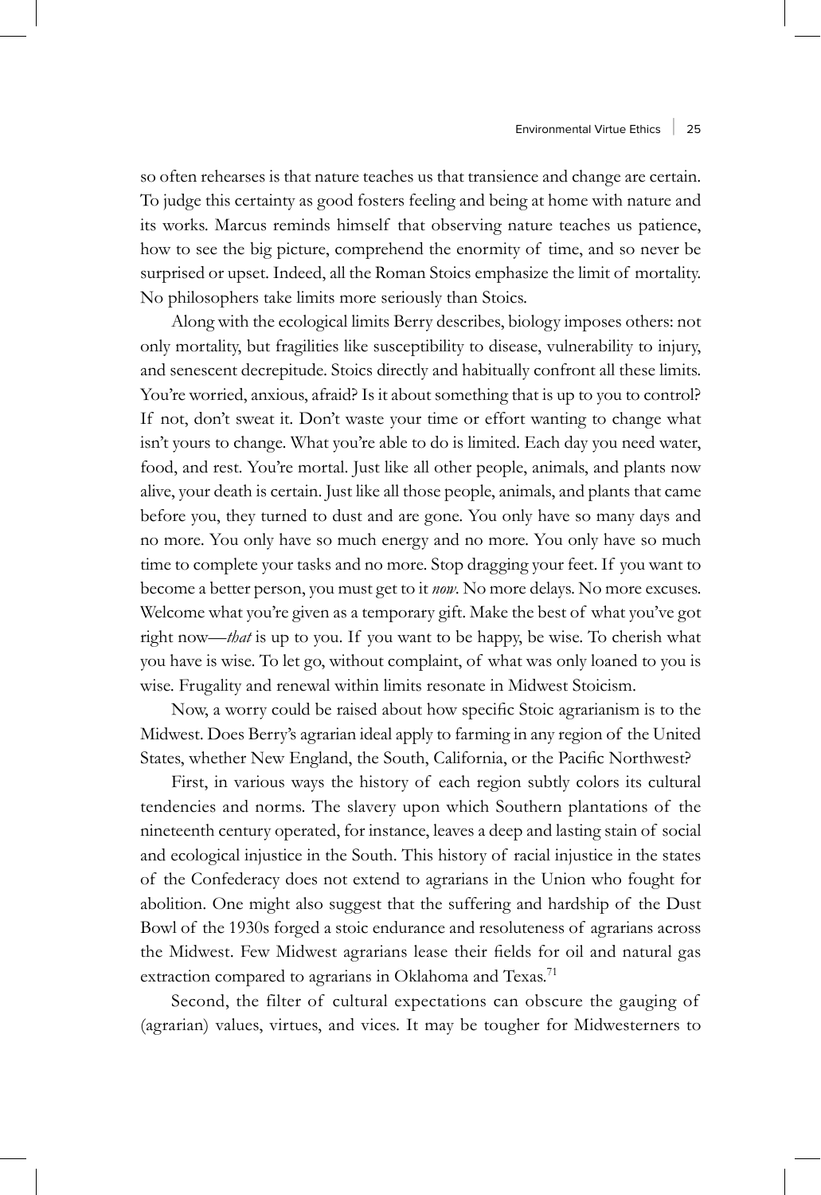so often rehearses is that nature teaches us that transience and change are certain. To judge this certainty as good fosters feeling and being at home with nature and its works. Marcus reminds himself that observing nature teaches us patience, how to see the big picture, comprehend the enormity of time, and so never be surprised or upset. Indeed, all the Roman Stoics emphasize the limit of mortality. No philosophers take limits more seriously than Stoics.

Along with the ecological limits Berry describes, biology imposes others: not only mortality, but fragilities like susceptibility to disease, vulnerability to injury, and senescent decrepitude. Stoics directly and habitually confront all these limits. You're worried, anxious, afraid? Is it about something that is up to you to control? If not, don't sweat it. Don't waste your time or effort wanting to change what isn't yours to change. What you're able to do is limited. Each day you need water, food, and rest. You're mortal. Just like all other people, animals, and plants now alive, your death is certain. Just like all those people, animals, and plants that came before you, they turned to dust and are gone. You only have so many days and no more. You only have so much energy and no more. You only have so much time to complete your tasks and no more. Stop dragging your feet. If you want to become a better person, you must get to it *now*. No more delays. No more excuses. Welcome what you're given as a temporary gift. Make the best of what you've got right now—*that* is up to you. If you want to be happy, be wise. To cherish what you have is wise. To let go, without complaint, of what was only loaned to you is wise. Frugality and renewal within limits resonate in Midwest Stoicism.

Now, a worry could be raised about how specific Stoic agrarianism is to the Midwest. Does Berry's agrarian ideal apply to farming in any region of the United States, whether New England, the South, California, or the Pacific Northwest?

First, in various ways the history of each region subtly colors its cultural tendencies and norms. The slavery upon which Southern plantations of the nineteenth century operated, for instance, leaves a deep and lasting stain of social and ecological injustice in the South. This history of racial injustice in the states of the Confederacy does not extend to agrarians in the Union who fought for abolition. One might also suggest that the suffering and hardship of the Dust Bowl of the 1930s forged a stoic endurance and resoluteness of agrarians across the Midwest. Few Midwest agrarians lease their fields for oil and natural gas extraction compared to agrarians in Oklahoma and Texas.[71]

Second, the filter of cultural expectations can obscure the gauging of (agrarian) values, virtues, and vices. It may be tougher for Midwesterners to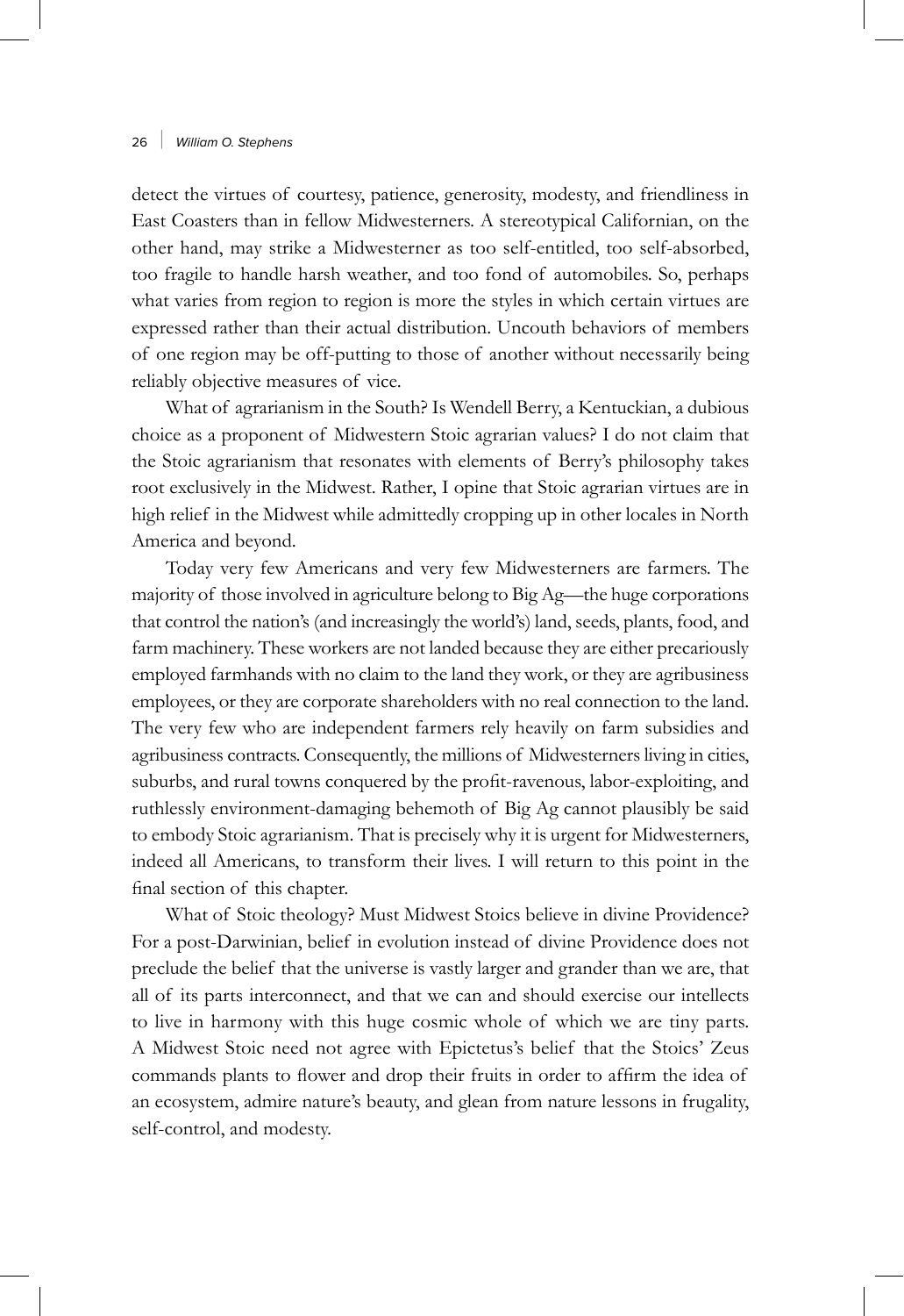detect the virtues of courtesy, patience, generosity, modesty, and friendliness in East Coasters than in fellow Midwesterners. A stereotypical Californian, on the other hand, may strike a Midwesterner as too self-entitled, too self-absorbed, too fragile to handle harsh weather, and too fond of automobiles. So, perhaps what varies from region to region is more the styles in which certain virtues are expressed rather than their actual distribution. Uncouth behaviors of members of one region may be off-putting to those of another without necessarily being reliably objective measures of vice.

What of agrarianism in the South? Is Wendell Berry, a Kentuckian, a dubious choice as a proponent of Midwestern Stoic agrarian values? I do not claim that the Stoic agrarianism that resonates with elements of Berry's philosophy takes root exclusively in the Midwest. Rather, I opine that Stoic agrarian virtues are in high relief in the Midwest while admittedly cropping up in other locales in North America and beyond.

Today very few Americans and very few Midwesterners are farmers. The majority of those involved in agriculture belong to Big Ag—the huge corporations that control the nation's (and increasingly the world's) land, seeds, plants, food, and farm machinery. These workers are not landed because they are either precariously employed farmhands with no claim to the land they work, or they are agribusiness employees, or they are corporate shareholders with no real connection to the land. The very few who are independent farmers rely heavily on farm subsidies and agribusiness contracts. Consequently, the millions of Midwesterners living in cities, suburbs, and rural towns conquered by the profit-ravenous, labor-exploiting, and ruthlessly environment-damaging behemoth of Big Ag cannot plausibly be said to embody Stoic agrarianism. That is precisely why it is urgent for Midwesterners, indeed all Americans, to transform their lives. I will return to this point in the final section of this chapter.

What of Stoic theology? Must Midwest Stoics believe in divine Providence? For a post-Darwinian, belief in evolution instead of divine Providence does not preclude the belief that the universe is vastly larger and grander than we are, that all of its parts interconnect, and that we can and should exercise our intellects to live in harmony with this huge cosmic whole of which we are tiny parts. A Midwest Stoic need not agree with Epictetus's belief that the Stoics' Zeus commands plants to flower and drop their fruits in order to affirm the idea of an ecosystem, admire nature's beauty, and glean from nature lessons in frugality, self-control, and modesty.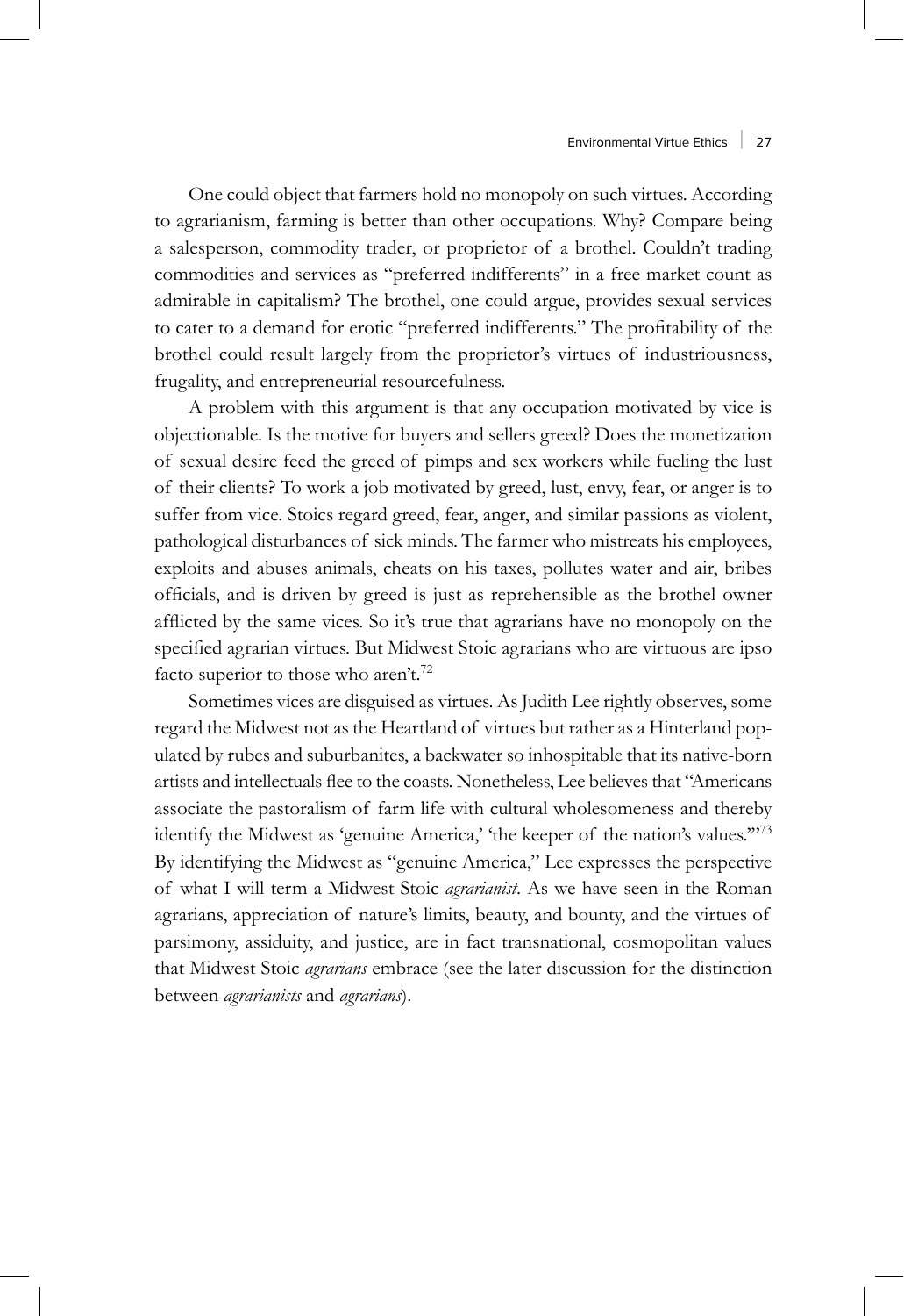One could object that farmers hold no monopoly on such virtues. According to agrarianism, farming is better than other occupations. Why? Compare being a salesperson, commodity trader, or proprietor of a brothel. Couldn't trading commodities and services as "preferred indifferents" in a free market count as admirable in capitalism? The brothel, one could argue, provides sexual services to cater to a demand for erotic "preferred indifferents." The profitability of the brothel could result largely from the proprietor's virtues of industriousness, frugality, and entrepreneurial resourcefulness.

A problem with this argument is that any occupation motivated by vice is objectionable. Is the motive for buyers and sellers greed? Does the monetization of sexual desire feed the greed of pimps and sex workers while fueling the lust of their clients? To work a job motivated by greed, lust, envy, fear, or anger is to suffer from vice. Stoics regard greed, fear, anger, and similar passions as violent, pathological disturbances of sick minds. The farmer who mistreats his employees, exploits and abuses animals, cheats on his taxes, pollutes water and air, bribes officials, and is driven by greed is just as reprehensible as the brothel owner afflicted by the same vices. So it's true that agrarians have no monopoly on the specified agrarian virtues. But Midwest Stoic agrarians who are virtuous are ipso facto superior to those who aren't.[72]

Sometimes vices are disguised as virtues. As Judith Lee rightly observes, some regard the Midwest not as the Heartland of virtues but rather as a Hinterland populated by rubes and suburbanites, a backwater so inhospitable that its native-born artists and intellectuals flee to the coasts. Nonetheless, Lee believes that "Americans associate the pastoralism of farm life with cultural wholesomeness and thereby identify the Midwest as 'genuine America,' 'the keeper of the nation's values.'"[73] By identifying the Midwest as "genuine America," Lee expresses the perspective of what I will term a Midwest Stoic *agrarianist*. As we have seen in the Roman agrarians, appreciation of nature's limits, beauty, and bounty, and the virtues of parsimony, assiduity, and justice, are in fact transnational, cosmopolitan values that Midwest Stoic *agrarians* embrace (see the later discussion for the distinction between *agrarianists* and *agrarians*).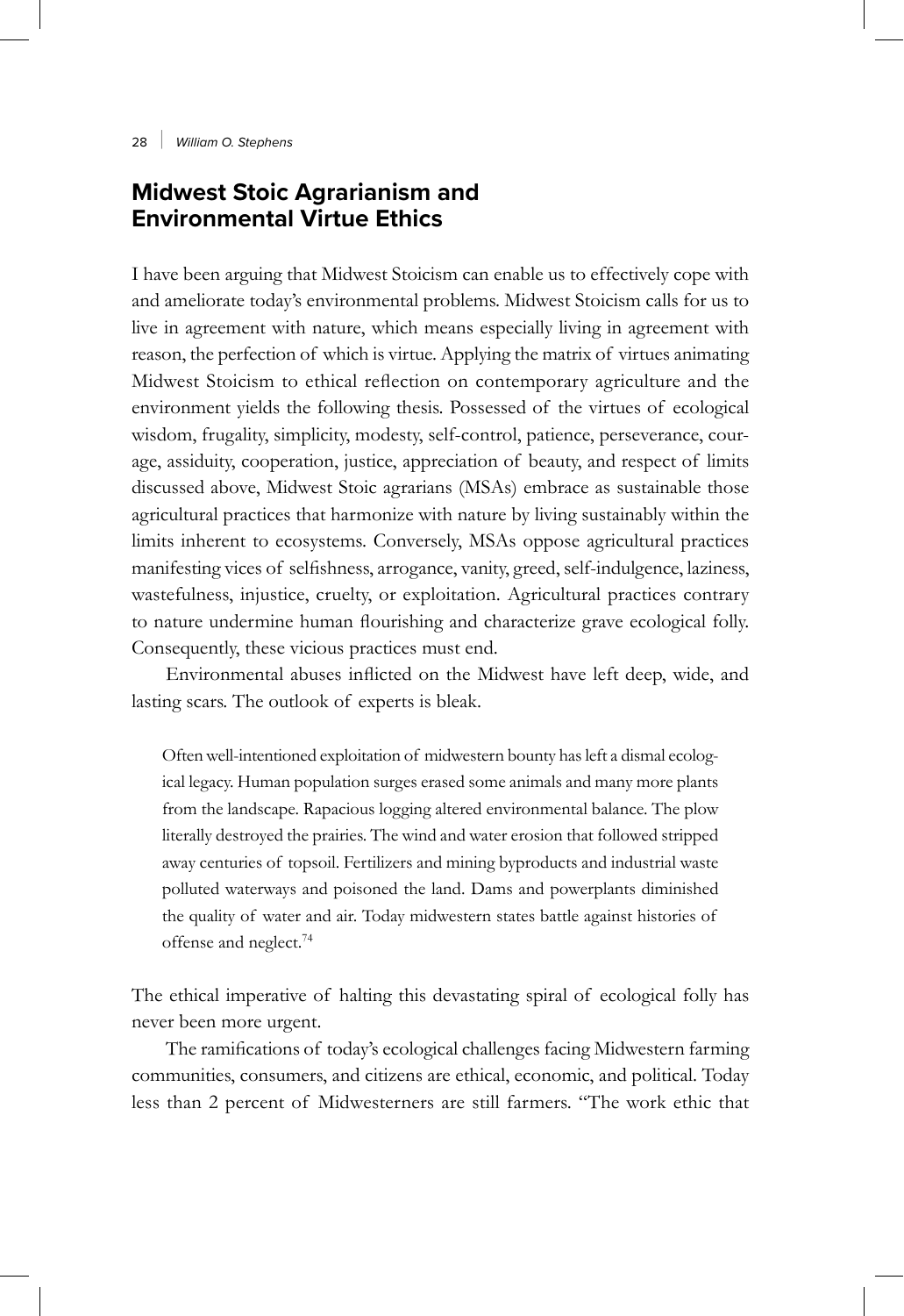## Midwest Stoic Agrarianism and Environmental Virtue Ethics

I have been arguing that Midwest Stoicism can enable us to effectively cope with and ameliorate today's environmental problems. Midwest Stoicism calls for us to live in agreement with nature, which means especially living in agreement with reason, the perfection of which is virtue. Applying the matrix of virtues animating Midwest Stoicism to ethical reflection on contemporary agriculture and the environment yields the following thesis. Possessed of the virtues of ecological wisdom, frugality, simplicity, modesty, self-control, patience, perseverance, courage, assiduity, cooperation, justice, appreciation of beauty, and respect of limits discussed above, Midwest Stoic agrarians (MSAs) embrace as sustainable those agricultural practices that harmonize with nature by living sustainably within the limits inherent to ecosystems. Conversely, MSAs oppose agricultural practices manifesting vices of selfishness, arrogance, vanity, greed, self-indulgence, laziness, wastefulness, injustice, cruelty, or exploitation. Agricultural practices contrary to nature undermine human flourishing and characterize grave ecological folly. Consequently, these vicious practices must end.

Environmental abuses inflicted on the Midwest have left deep, wide, and lasting scars. The outlook of experts is bleak.

> Often well-intentioned exploitation of midwestern bounty has left a dismal ecological legacy. Human population surges erased some animals and many more plants from the landscape. Rapacious logging altered environmental balance. The plow literally destroyed the prairies. The wind and water erosion that followed stripped away centuries of topsoil. Fertilizers and mining byproducts and industrial waste polluted waterways and poisoned the land. Dams and powerplants diminished the quality of water and air. Today midwestern states battle against histories of offense and neglect.[74]

The ethical imperative of halting this devastating spiral of ecological folly has never been more urgent.

The ramifications of today's ecological challenges facing Midwestern farming communities, consumers, and citizens are ethical, economic, and political. Today less than 2 percent of Midwesterners are still farmers. "The work ethic that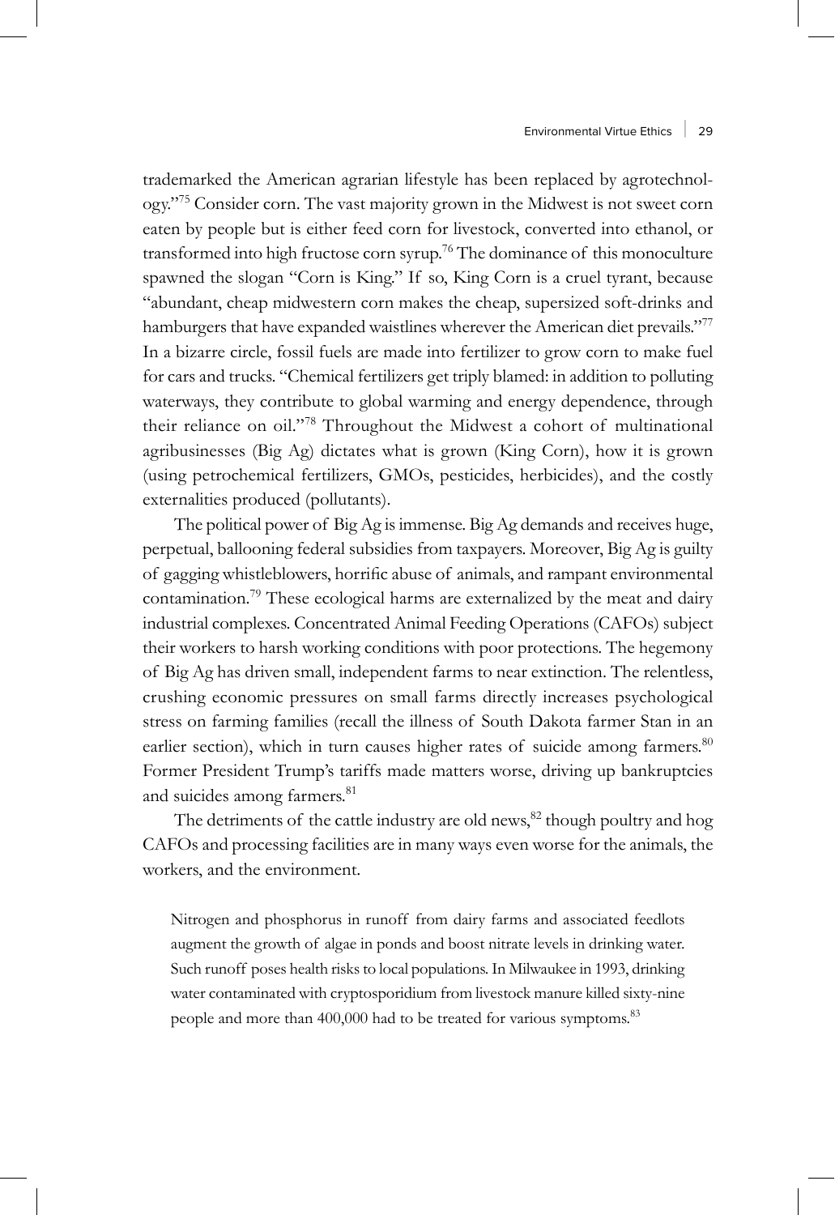trademarked the American agrarian lifestyle has been replaced by agrotechnology."[75] Consider corn. The vast majority grown in the Midwest is not sweet corn eaten by people but is either feed corn for livestock, converted into ethanol, or transformed into high fructose corn syrup.[76] The dominance of this monoculture spawned the slogan "Corn is King." If so, King Corn is a cruel tyrant, because "abundant, cheap midwestern corn makes the cheap, supersized soft-drinks and hamburgers that have expanded waistlines wherever the American diet prevails."[77] In a bizarre circle, fossil fuels are made into fertilizer to grow corn to make fuel for cars and trucks. "Chemical fertilizers get triply blamed: in addition to polluting waterways, they contribute to global warming and energy dependence, through their reliance on oil."[78] Throughout the Midwest a cohort of multinational agribusinesses (Big Ag) dictates what is grown (King Corn), how it is grown (using petrochemical fertilizers, GMOs, pesticides, herbicides), and the costly externalities produced (pollutants).

The political power of Big Ag is immense. Big Ag demands and receives huge, perpetual, ballooning federal subsidies from taxpayers. Moreover, Big Ag is guilty of gagging whistleblowers, horrific abuse of animals, and rampant environmental contamination.[79] These ecological harms are externalized by the meat and dairy industrial complexes. Concentrated Animal Feeding Operations (CAFOs) subject their workers to harsh working conditions with poor protections. The hegemony of Big Ag has driven small, independent farms to near extinction. The relentless, crushing economic pressures on small farms directly increases psychological stress on farming families (recall the illness of South Dakota farmer Stan in an earlier section), which in turn causes higher rates of suicide among farmers.[80] Former President Trump's tariffs made matters worse, driving up bankruptcies and suicides among farmers.[81]

The detriments of the cattle industry are old news,[82] though poultry and hog CAFOs and processing facilities are in many ways even worse for the animals, the workers, and the environment.

> Nitrogen and phosphorus in runoff from dairy farms and associated feedlots augment the growth of algae in ponds and boost nitrate levels in drinking water. Such runoff poses health risks to local populations. In Milwaukee in 1993, drinking water contaminated with cryptosporidium from livestock manure killed sixty-nine people and more than 400,000 had to be treated for various symptoms.[83]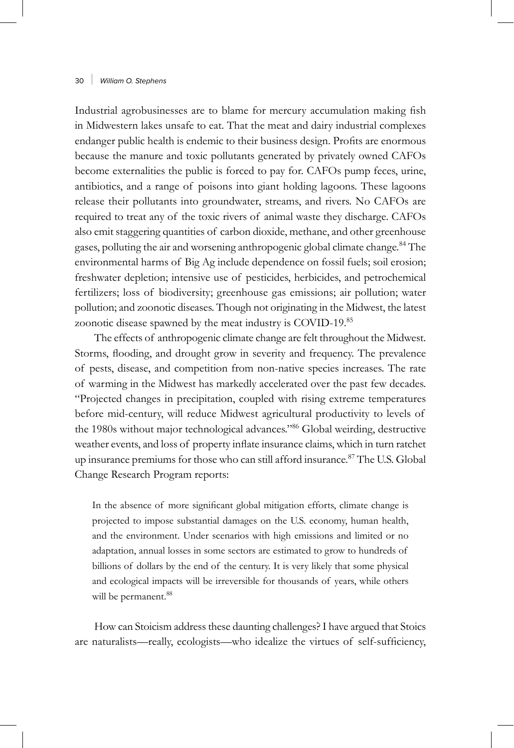Industrial agrobusinesses are to blame for mercury accumulation making fish in Midwestern lakes unsafe to eat. That the meat and dairy industrial complexes endanger public health is endemic to their business design. Profits are enormous because the manure and toxic pollutants generated by privately owned CAFOs become externalities the public is forced to pay for. CAFOs pump feces, urine, antibiotics, and a range of poisons into giant holding lagoons. These lagoons release their pollutants into groundwater, streams, and rivers. No CAFOs are required to treat any of the toxic rivers of animal waste they discharge. CAFOs also emit staggering quantities of carbon dioxide, methane, and other greenhouse gases, polluting the air and worsening anthropogenic global climate change.[84] The environmental harms of Big Ag include dependence on fossil fuels; soil erosion; freshwater depletion; intensive use of pesticides, herbicides, and petrochemical fertilizers; loss of biodiversity; greenhouse gas emissions; air pollution; water pollution; and zoonotic diseases. Though not originating in the Midwest, the latest zoonotic disease spawned by the meat industry is COVID-19.[85]

The effects of anthropogenic climate change are felt throughout the Midwest. Storms, flooding, and drought grow in severity and frequency. The prevalence of pests, disease, and competition from non-native species increases. The rate of warming in the Midwest has markedly accelerated over the past few decades. "Projected changes in precipitation, coupled with rising extreme temperatures before mid-century, will reduce Midwest agricultural productivity to levels of the 1980s without major technological advances."[86] Global weirding, destructive weather events, and loss of property inflate insurance claims, which in turn ratchet up insurance premiums for those who can still afford insurance.[87] The U.S. Global Change Research Program reports:

> In the absence of more significant global mitigation efforts, climate change is projected to impose substantial damages on the U.S. economy, human health, and the environment. Under scenarios with high emissions and limited or no adaptation, annual losses in some sectors are estimated to grow to hundreds of billions of dollars by the end of the century. It is very likely that some physical and ecological impacts will be irreversible for thousands of years, while others will be permanent.[88]

How can Stoicism address these daunting challenges? I have argued that Stoics are naturalists—really, ecologists—who idealize the virtues of self-sufficiency,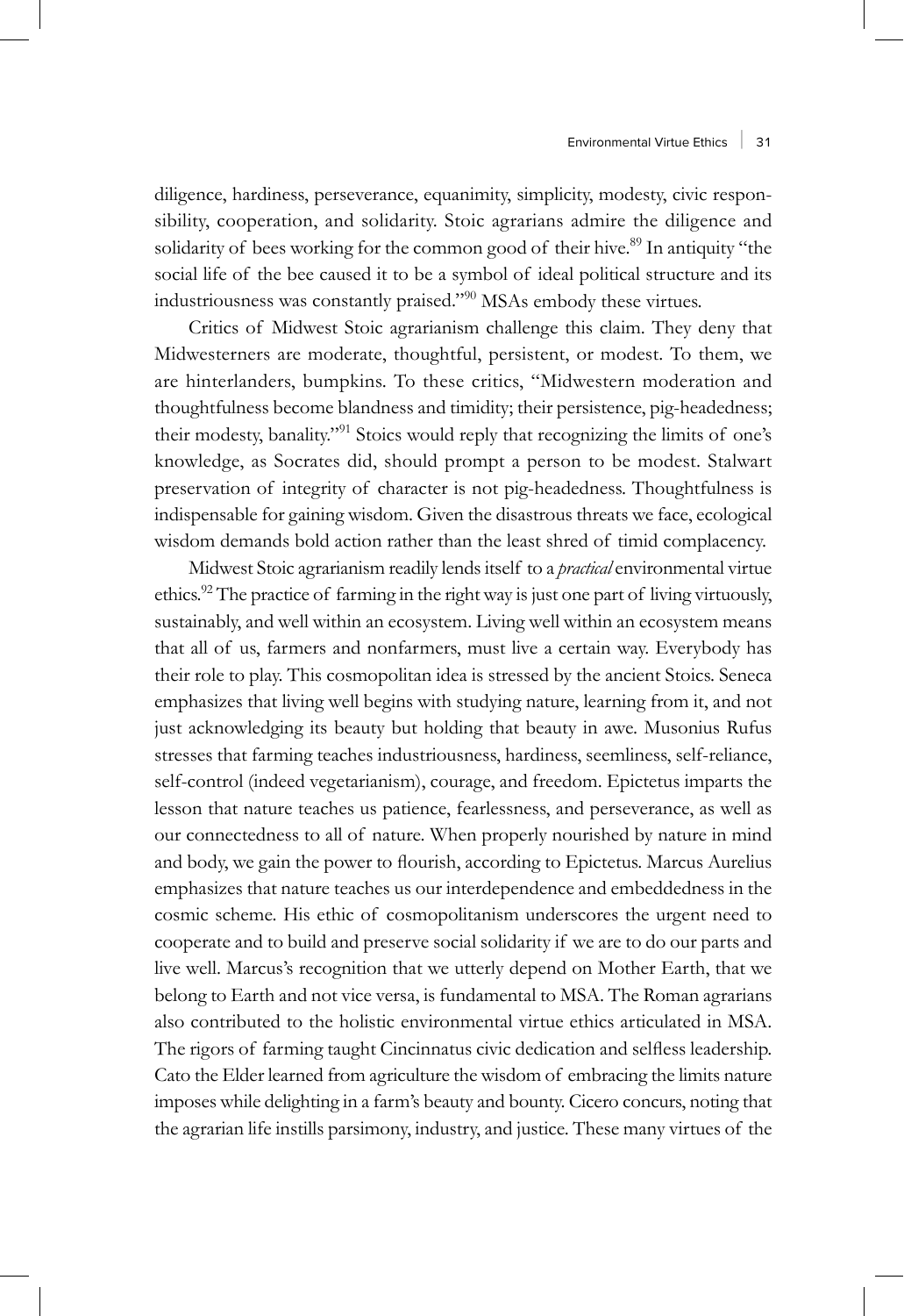diligence, hardiness, perseverance, equanimity, simplicity, modesty, civic responsibility, cooperation, and solidarity. Stoic agrarians admire the diligence and solidarity of bees working for the common good of their hive.[89] In antiquity "the social life of the bee caused it to be a symbol of ideal political structure and its industriousness was constantly praised."[90] MSAs embody these virtues.

Critics of Midwest Stoic agrarianism challenge this claim. They deny that Midwesterners are moderate, thoughtful, persistent, or modest. To them, we are hinterlanders, bumpkins. To these critics, "Midwestern moderation and thoughtfulness become blandness and timidity; their persistence, pig-headedness; their modesty, banality."[91] Stoics would reply that recognizing the limits of one's knowledge, as Socrates did, should prompt a person to be modest. Stalwart preservation of integrity of character is not pig-headedness. Thoughtfulness is indispensable for gaining wisdom. Given the disastrous threats we face, ecological wisdom demands bold action rather than the least shred of timid complacency.

Midwest Stoic agrarianism readily lends itself to a *practical* environmental virtue ethics.[92] The practice of farming in the right way is just one part of living virtuously, sustainably, and well within an ecosystem. Living well within an ecosystem means that all of us, farmers and nonfarmers, must live a certain way. Everybody has their role to play. This cosmopolitan idea is stressed by the ancient Stoics. Seneca emphasizes that living well begins with studying nature, learning from it, and not just acknowledging its beauty but holding that beauty in awe. Musonius Rufus stresses that farming teaches industriousness, hardiness, seemliness, self-reliance, self-control (indeed vegetarianism), courage, and freedom. Epictetus imparts the lesson that nature teaches us patience, fearlessness, and perseverance, as well as our connectedness to all of nature. When properly nourished by nature in mind and body, we gain the power to flourish, according to Epictetus. Marcus Aurelius emphasizes that nature teaches us our interdependence and embeddedness in the cosmic scheme. His ethic of cosmopolitanism underscores the urgent need to cooperate and to build and preserve social solidarity if we are to do our parts and live well. Marcus's recognition that we utterly depend on Mother Earth, that we belong to Earth and not vice versa, is fundamental to MSA. The Roman agrarians also contributed to the holistic environmental virtue ethics articulated in MSA. The rigors of farming taught Cincinnatus civic dedication and selfless leadership. Cato the Elder learned from agriculture the wisdom of embracing the limits nature imposes while delighting in a farm's beauty and bounty. Cicero concurs, noting that the agrarian life instills parsimony, industry, and justice. These many virtues of the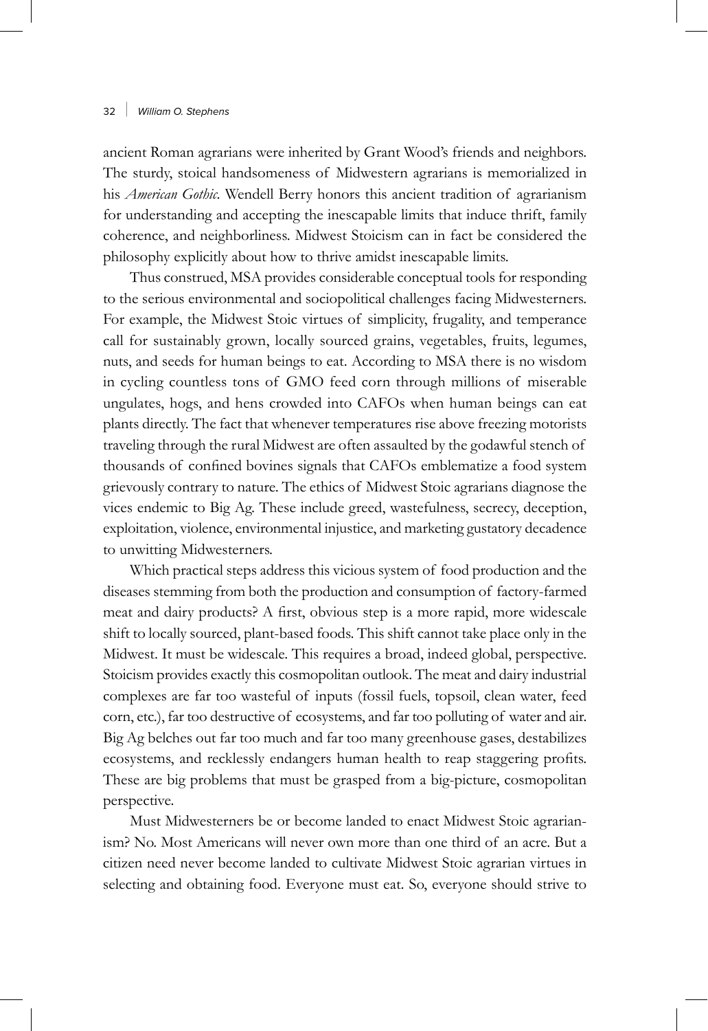ancient Roman agrarians were inherited by Grant Wood's friends and neighbors. The sturdy, stoical handsomeness of Midwestern agrarians is memorialized in his *American Gothic*. Wendell Berry honors this ancient tradition of agrarianism for understanding and accepting the inescapable limits that induce thrift, family coherence, and neighborliness. Midwest Stoicism can in fact be considered the philosophy explicitly about how to thrive amidst inescapable limits.

Thus construed, MSA provides considerable conceptual tools for responding to the serious environmental and sociopolitical challenges facing Midwesterners. For example, the Midwest Stoic virtues of simplicity, frugality, and temperance call for sustainably grown, locally sourced grains, vegetables, fruits, legumes, nuts, and seeds for human beings to eat. According to MSA there is no wisdom in cycling countless tons of GMO feed corn through millions of miserable ungulates, hogs, and hens crowded into CAFOs when human beings can eat plants directly. The fact that whenever temperatures rise above freezing motorists traveling through the rural Midwest are often assaulted by the godawful stench of thousands of confined bovines signals that CAFOs emblematize a food system grievously contrary to nature. The ethics of Midwest Stoic agrarians diagnose the vices endemic to Big Ag. These include greed, wastefulness, secrecy, deception, exploitation, violence, environmental injustice, and marketing gustatory decadence to unwitting Midwesterners.

Which practical steps address this vicious system of food production and the diseases stemming from both the production and consumption of factory-farmed meat and dairy products? A first, obvious step is a more rapid, more widescale shift to locally sourced, plant-based foods. This shift cannot take place only in the Midwest. It must be widescale. This requires a broad, indeed global, perspective. Stoicism provides exactly this cosmopolitan outlook. The meat and dairy industrial complexes are far too wasteful of inputs (fossil fuels, topsoil, clean water, feed corn, etc.), far too destructive of ecosystems, and far too polluting of water and air. Big Ag belches out far too much and far too many greenhouse gases, destabilizes ecosystems, and recklessly endangers human health to reap staggering profits. These are big problems that must be grasped from a big-picture, cosmopolitan perspective.

Must Midwesterners be or become landed to enact Midwest Stoic agrarianism? No. Most Americans will never own more than one third of an acre. But a citizen need never become landed to cultivate Midwest Stoic agrarian virtues in selecting and obtaining food. Everyone must eat. So, everyone should strive to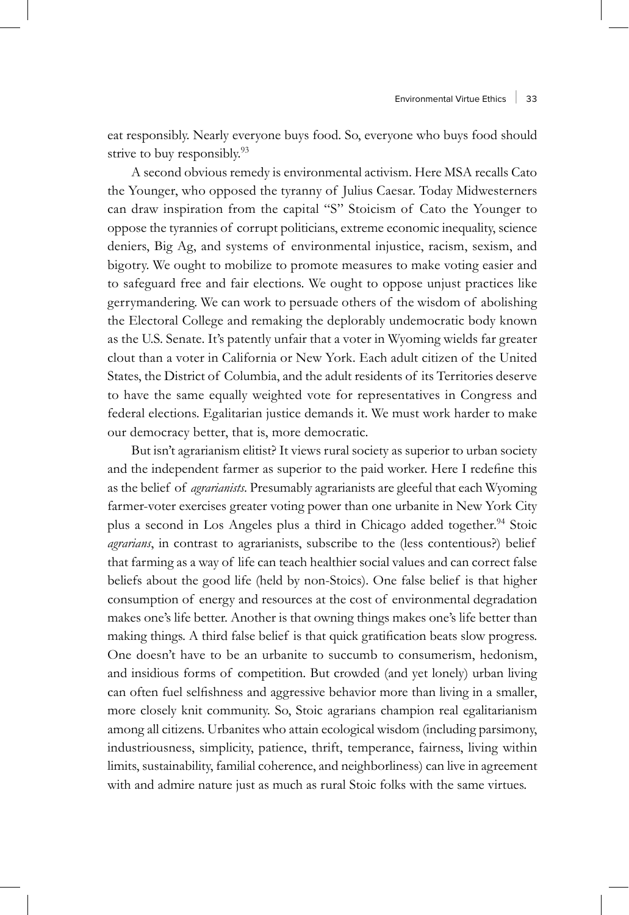eat responsibly. Nearly everyone buys food. So, everyone who buys food should strive to buy responsibly.[93]

A second obvious remedy is environmental activism. Here MSA recalls Cato the Younger, who opposed the tyranny of Julius Caesar. Today Midwesterners can draw inspiration from the capital "S" Stoicism of Cato the Younger to oppose the tyrannies of corrupt politicians, extreme economic inequality, science deniers, Big Ag, and systems of environmental injustice, racism, sexism, and bigotry. We ought to mobilize to promote measures to make voting easier and to safeguard free and fair elections. We ought to oppose unjust practices like gerrymandering. We can work to persuade others of the wisdom of abolishing the Electoral College and remaking the deplorably undemocratic body known as the U.S. Senate. It's patently unfair that a voter in Wyoming wields far greater clout than a voter in California or New York. Each adult citizen of the United States, the District of Columbia, and the adult residents of its Territories deserve to have the same equally weighted vote for representatives in Congress and federal elections. Egalitarian justice demands it. We must work harder to make our democracy better, that is, more democratic.

But isn't agrarianism elitist? It views rural society as superior to urban society and the independent farmer as superior to the paid worker. Here I redefine this as the belief of *agrarianists*. Presumably agrarianists are gleeful that each Wyoming farmer-voter exercises greater voting power than one urbanite in New York City plus a second in Los Angeles plus a third in Chicago added together.[94] Stoic *agrarians*, in contrast to agrarianists, subscribe to the (less contentious?) belief that farming as a way of life can teach healthier social values and can correct false beliefs about the good life (held by non-Stoics). One false belief is that higher consumption of energy and resources at the cost of environmental degradation makes one's life better. Another is that owning things makes one's life better than making things. A third false belief is that quick gratification beats slow progress. One doesn't have to be an urbanite to succumb to consumerism, hedonism, and insidious forms of competition. But crowded (and yet lonely) urban living can often fuel selfishness and aggressive behavior more than living in a smaller, more closely knit community. So, Stoic agrarians champion real egalitarianism among all citizens. Urbanites who attain ecological wisdom (including parsimony, industriousness, simplicity, patience, thrift, temperance, fairness, living within limits, sustainability, familial coherence, and neighborliness) can live in agreement with and admire nature just as much as rural Stoic folks with the same virtues.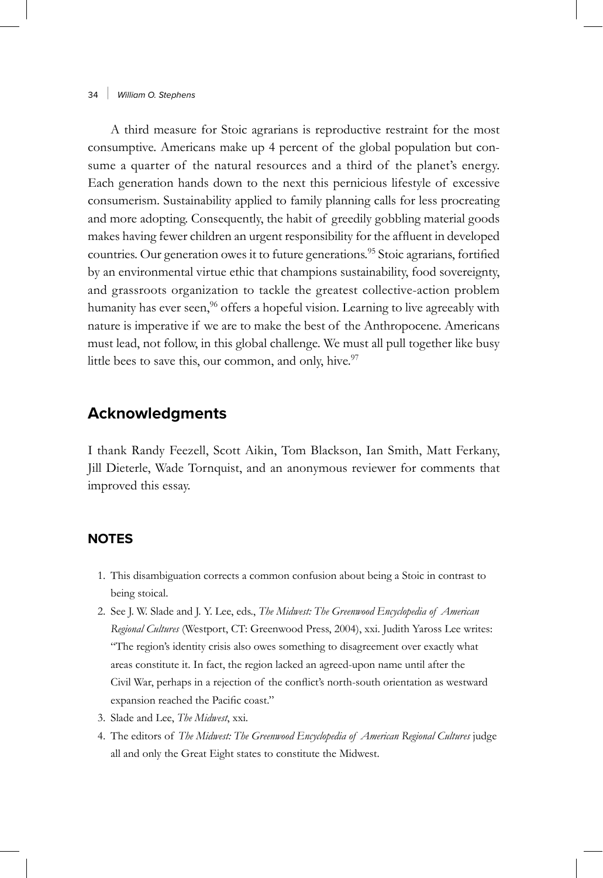A third measure for Stoic agrarians is reproductive restraint for the most consumptive. Americans make up 4 percent of the global population but consume a quarter of the natural resources and a third of the planet's energy. Each generation hands down to the next this pernicious lifestyle of excessive consumerism. Sustainability applied to family planning calls for less procreating and more adopting. Consequently, the habit of greedily gobbling material goods makes having fewer children an urgent responsibility for the affluent in developed countries. Our generation owes it to future generations.[95] Stoic agrarians, fortified by an environmental virtue ethic that champions sustainability, food sovereignty, and grassroots organization to tackle the greatest collective-action problem humanity has ever seen,[96] offers a hopeful vision. Learning to live agreeably with nature is imperative if we are to make the best of the Anthropocene. Americans must lead, not follow, in this global challenge. We must all pull together like busy little bees to save this, our common, and only, hive.[97]

## Acknowledgments

I thank Randy Feezell, Scott Aikin, Tom Blackson, Ian Smith, Matt Ferkany, Jill Dieterle, Wade Tornquist, and an anonymous reviewer for comments that improved this essay.

### NOTES

1. This disambiguation corrects a common confusion about being a Stoic in contrast to being stoical.
2. See J. W. Slade and J. Y. Lee, eds., *The Midwest: The Greenwood Encyclopedia of American Regional Cultures* (Westport, CT: Greenwood Press, 2004), xxi. Judith Yaross Lee writes: "The region's identity crisis also owes something to disagreement over exactly what areas constitute it. In fact, the region lacked an agreed-upon name until after the Civil War, perhaps in a rejection of the conflict's north-south orientation as westward expansion reached the Pacific coast."
3. Slade and Lee, *The Midwest*, xxi.
4. The editors of *The Midwest: The Greenwood Encyclopedia of American Regional Cultures* judge all and only the Great Eight states to constitute the Midwest.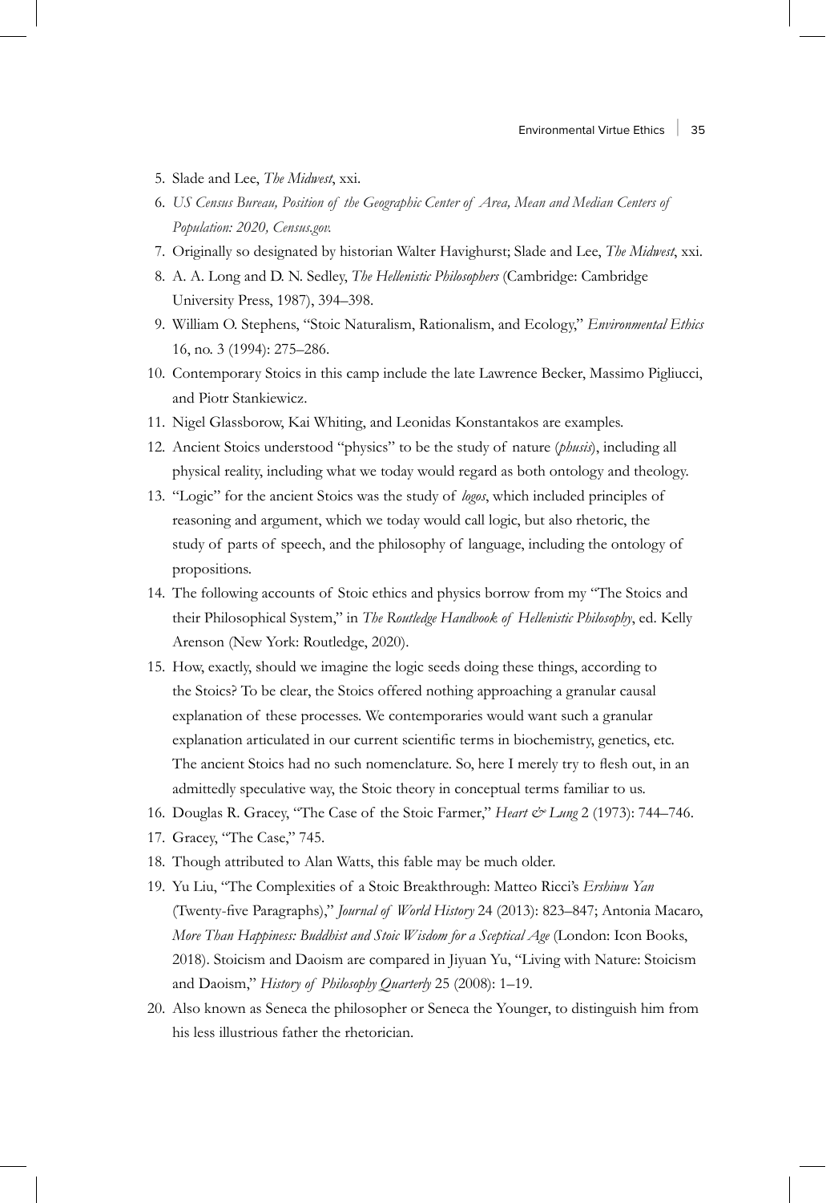5. Slade and Lee, *The Midwest*, xxi.
6. *US Census Bureau, Position of the Geographic Center of Area, Mean and Median Centers of Population: 2020, Census.gov.*
7. Originally so designated by historian Walter Havighurst; Slade and Lee, *The Midwest*, xxi.
8. A. A. Long and D. N. Sedley, *The Hellenistic Philosophers* (Cambridge: Cambridge University Press, 1987), 394–398.
9. William O. Stephens, "Stoic Naturalism, Rationalism, and Ecology," *Environmental Ethics* 16, no. 3 (1994): 275–286.
10. Contemporary Stoics in this camp include the late Lawrence Becker, Massimo Pigliucci, and Piotr Stankiewicz.
11. Nigel Glassborow, Kai Whiting, and Leonidas Konstantakos are examples.
12. Ancient Stoics understood "physics" to be the study of nature (*phusis*), including all physical reality, including what we today would regard as both ontology and theology.
13. "Logic" for the ancient Stoics was the study of *logos*, which included principles of reasoning and argument, which we today would call logic, but also rhetoric, the study of parts of speech, and the philosophy of language, including the ontology of propositions.
14. The following accounts of Stoic ethics and physics borrow from my "The Stoics and their Philosophical System," in *The Routledge Handbook of Hellenistic Philosophy*, ed. Kelly Arenson (New York: Routledge, 2020).
15. How, exactly, should we imagine the logic seeds doing these things, according to the Stoics? To be clear, the Stoics offered nothing approaching a granular causal explanation of these processes. We contemporaries would want such a granular explanation articulated in our current scientific terms in biochemistry, genetics, etc. The ancient Stoics had no such nomenclature. So, here I merely try to flesh out, in an admittedly speculative way, the Stoic theory in conceptual terms familiar to us.
16. Douglas R. Gracey, "The Case of the Stoic Farmer," *Heart & Lung* 2 (1973): 744–746.
17. Gracey, "The Case," 745.
18. Though attributed to Alan Watts, this fable may be much older.
19. Yu Liu, "The Complexities of a Stoic Breakthrough: Matteo Ricci's *Ershiwu Yan* (Twenty-five Paragraphs)," *Journal of World History* 24 (2013): 823–847; Antonia Macaro, *More Than Happiness: Buddhist and Stoic Wisdom for a Sceptical Age* (London: Icon Books, 2018). Stoicism and Daoism are compared in Jiyuan Yu, "Living with Nature: Stoicism and Daoism," *History of Philosophy Quarterly* 25 (2008): 1–19.
20. Also known as Seneca the philosopher or Seneca the Younger, to distinguish him from his less illustrious father the rhetorician.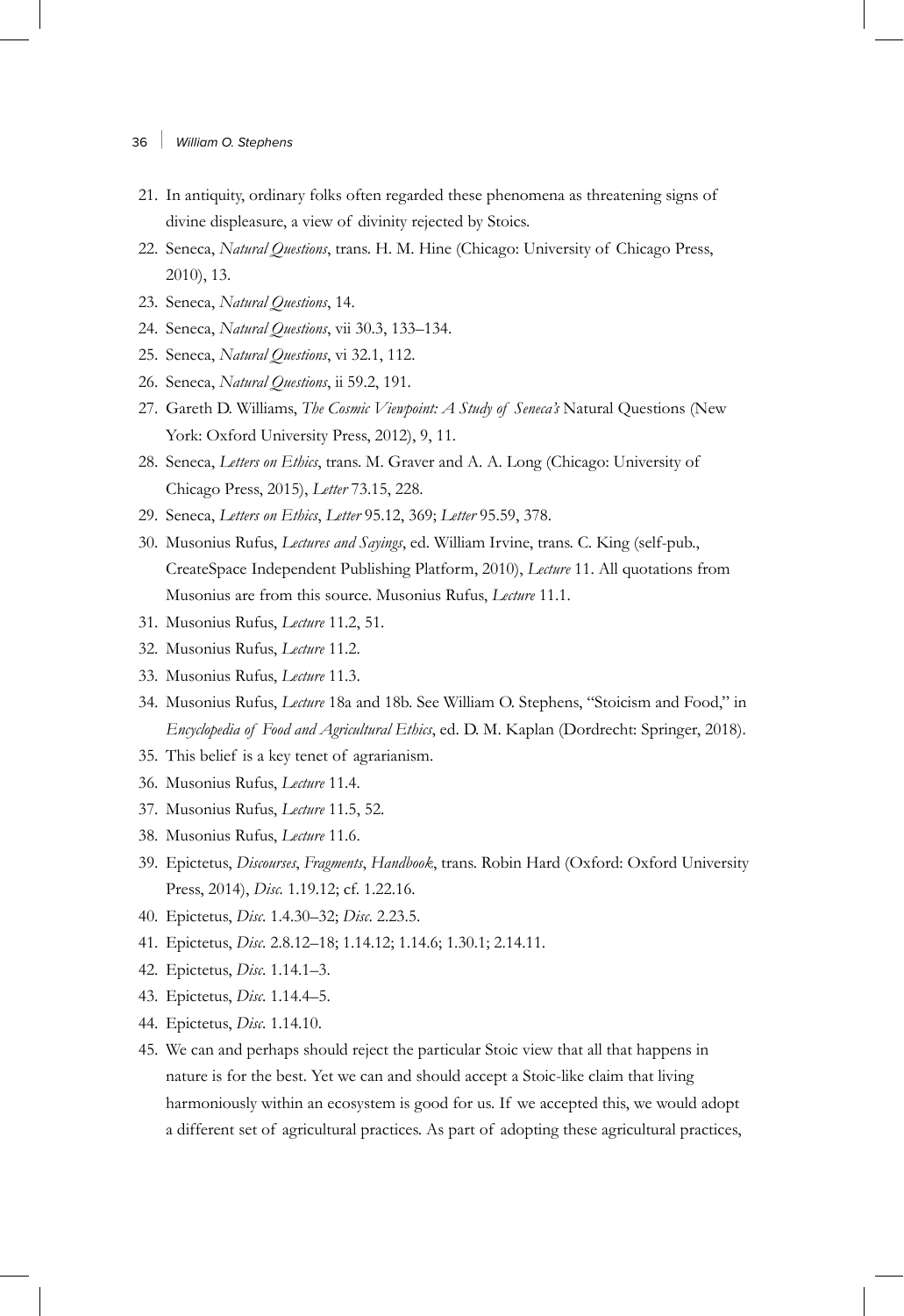21. In antiquity, ordinary folks often regarded these phenomena as threatening signs of divine displeasure, a view of divinity rejected by Stoics.
22. Seneca, *Natural Questions*, trans. H. M. Hine (Chicago: University of Chicago Press, 2010), 13.
23. Seneca, *Natural Questions*, 14.
24. Seneca, *Natural Questions*, vii 30.3, 133–134.
25. Seneca, *Natural Questions*, vi 32.1, 112.
26. Seneca, *Natural Questions*, ii 59.2, 191.
27. Gareth D. Williams, *The Cosmic Viewpoint: A Study of Seneca's* Natural Questions (New York: Oxford University Press, 2012), 9, 11.
28. Seneca, *Letters on Ethics*, trans. M. Graver and A. A. Long (Chicago: University of Chicago Press, 2015), *Letter* 73.15, 228.
29. Seneca, *Letters on Ethics*, *Letter* 95.12, 369; *Letter* 95.59, 378.
30. Musonius Rufus, *Lectures and Sayings*, ed. William Irvine, trans. C. King (self-pub., CreateSpace Independent Publishing Platform, 2010), *Lecture* 11. All quotations from Musonius are from this source. Musonius Rufus, *Lecture* 11.1.
31. Musonius Rufus, *Lecture* 11.2, 51.
32. Musonius Rufus, *Lecture* 11.2.
33. Musonius Rufus, *Lecture* 11.3.
34. Musonius Rufus, *Lecture* 18a and 18b. See William O. Stephens, "Stoicism and Food," in *Encyclopedia of Food and Agricultural Ethics*, ed. D. M. Kaplan (Dordrecht: Springer, 2018).
35. This belief is a key tenet of agrarianism.
36. Musonius Rufus, *Lecture* 11.4.
37. Musonius Rufus, *Lecture* 11.5, 52.
38. Musonius Rufus, *Lecture* 11.6.
39. Epictetus, *Discourses*, *Fragments*, *Handbook*, trans. Robin Hard (Oxford: Oxford University Press, 2014), *Disc.* 1.19.12; cf. 1.22.16.
40. Epictetus, *Disc.* 1.4.30–32; *Disc.* 2.23.5.
41. Epictetus, *Disc.* 2.8.12–18; 1.14.12; 1.14.6; 1.30.1; 2.14.11.
42. Epictetus, *Disc.* 1.14.1–3.
43. Epictetus, *Disc.* 1.14.4–5.
44. Epictetus, *Disc.* 1.14.10.
45. We can and perhaps should reject the particular Stoic view that all that happens in nature is for the best. Yet we can and should accept a Stoic-like claim that living harmoniously within an ecosystem is good for us. If we accepted this, we would adopt a different set of agricultural practices. As part of adopting these agricultural practices,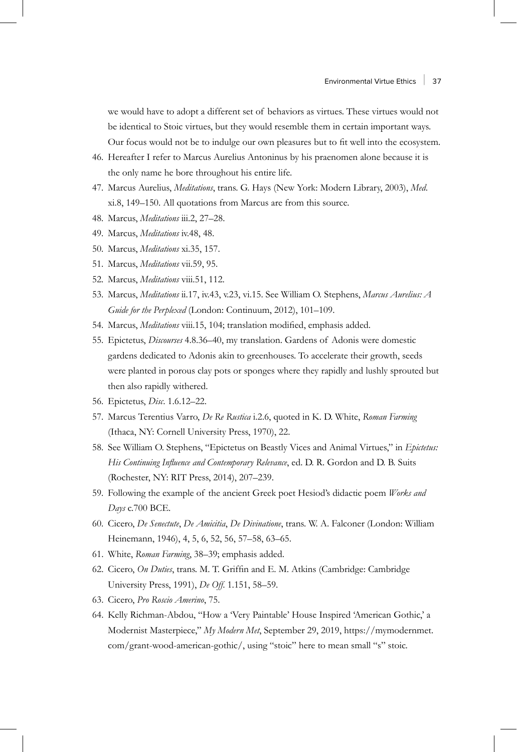we would have to adopt a different set of behaviors as virtues. These virtues would not be identical to Stoic virtues, but they would resemble them in certain important ways. Our focus would not be to indulge our own pleasures but to fit well into the ecosystem.

46. Hereafter I refer to Marcus Aurelius Antoninus by his praenomen alone because it is the only name he bore throughout his entire life.
47. Marcus Aurelius, *Meditations*, trans. G. Hays (New York: Modern Library, 2003), *Med.* xi.8, 149–150. All quotations from Marcus are from this source.
48. Marcus, *Meditations* iii.2, 27–28.
49. Marcus, *Meditations* iv.48, 48.
50. Marcus, *Meditations* xi.35, 157.
51. Marcus, *Meditations* vii.59, 95.
52. Marcus, *Meditations* viii.51, 112.
53. Marcus, *Meditations* ii.17, iv.43, v.23, vi.15. See William O. Stephens, *Marcus Aurelius: A Guide for the Perplexed* (London: Continuum, 2012), 101–109.
54. Marcus, *Meditations* viii.15, 104; translation modified, emphasis added.
55. Epictetus, *Discourses* 4.8.36–40, my translation. Gardens of Adonis were domestic gardens dedicated to Adonis akin to greenhouses. To accelerate their growth, seeds were planted in porous clay pots or sponges where they rapidly and lushly sprouted but then also rapidly withered.
56. Epictetus, *Disc.* 1.6.12–22.
57. Marcus Terentius Varro, *De Re Rustica* i.2.6, quoted in K. D. White, *Roman Farming* (Ithaca, NY: Cornell University Press, 1970), 22.
58. See William O. Stephens, "Epictetus on Beastly Vices and Animal Virtues," in *Epictetus: His Continuing Influence and Contemporary Relevance*, ed. D. R. Gordon and D. B. Suits (Rochester, NY: RIT Press, 2014), 207–239.
59. Following the example of the ancient Greek poet Hesiod's didactic poem *Works and Days* c.700 BCE.
60. Cicero, *De Senectute*, *De Amicitia*, *De Divinatione*, trans. W. A. Falconer (London: William Heinemann, 1946), 4, 5, 6, 52, 56, 57–58, 63–65.
61. White, *Roman Farming*, 38–39; emphasis added.
62. Cicero, *On Duties*, trans. M. T. Griffin and E. M. Atkins (Cambridge: Cambridge University Press, 1991), *De Off.* 1.151, 58–59.
63. Cicero, *Pro Roscio Amerino*, 75.
64. Kelly Richman-Abdou, "How a 'Very Paintable' House Inspired 'American Gothic,' a Modernist Masterpiece," *My Modern Met*, September 29, 2019, https://mymodernmet.com/grant-wood-american-gothic/, using "stoic" here to mean small "s" stoic.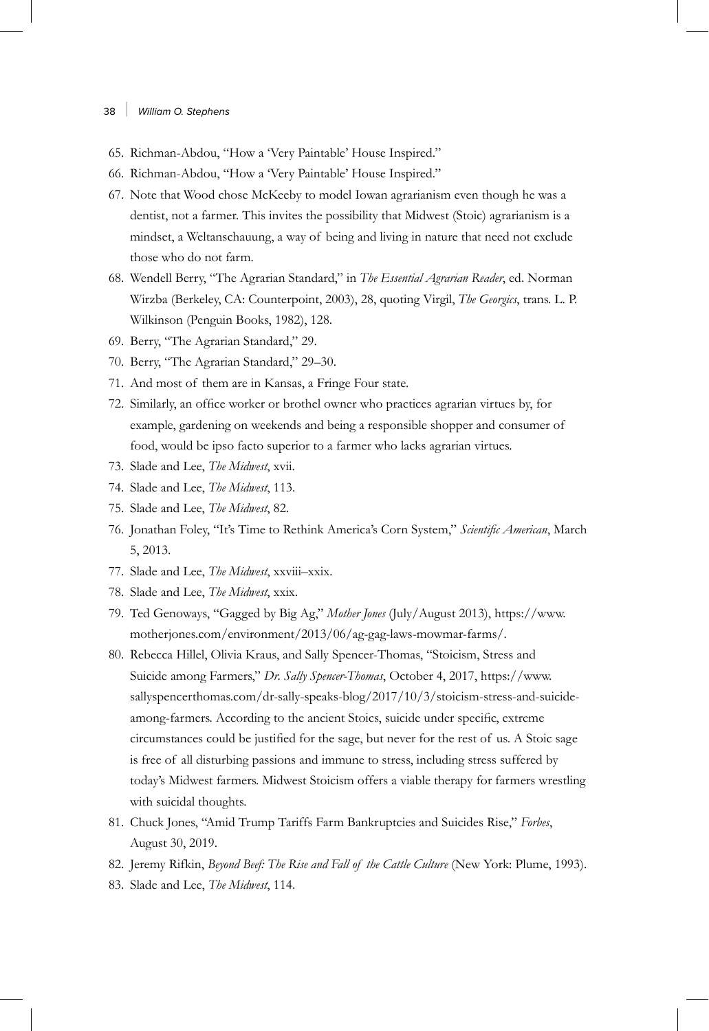65. Richman-Abdou, "How a 'Very Paintable' House Inspired."
66. Richman-Abdou, "How a 'Very Paintable' House Inspired."
67. Note that Wood chose McKeeby to model Iowan agrarianism even though he was a dentist, not a farmer. This invites the possibility that Midwest (Stoic) agrarianism is a mindset, a Weltanschauung, a way of being and living in nature that need not exclude those who do not farm.
68. Wendell Berry, "The Agrarian Standard," in *The Essential Agrarian Reader*, ed. Norman Wirzba (Berkeley, CA: Counterpoint, 2003), 28, quoting Virgil, *The Georgics*, trans. L. P. Wilkinson (Penguin Books, 1982), 128.
69. Berry, "The Agrarian Standard," 29.
70. Berry, "The Agrarian Standard," 29–30.
71. And most of them are in Kansas, a Fringe Four state.
72. Similarly, an office worker or brothel owner who practices agrarian virtues by, for example, gardening on weekends and being a responsible shopper and consumer of food, would be ipso facto superior to a farmer who lacks agrarian virtues.
73. Slade and Lee, *The Midwest*, xvii.
74. Slade and Lee, *The Midwest*, 113.
75. Slade and Lee, *The Midwest*, 82.
76. Jonathan Foley, "It's Time to Rethink America's Corn System," *Scientific American*, March 5, 2013.
77. Slade and Lee, *The Midwest*, xxviii–xxix.
78. Slade and Lee, *The Midwest*, xxix.
79. Ted Genoways, "Gagged by Big Ag," *Mother Jones* (July/August 2013), https://www.motherjones.com/environment/2013/06/ag-gag-laws-mowmar-farms/.
80. Rebecca Hillel, Olivia Kraus, and Sally Spencer-Thomas, "Stoicism, Stress and Suicide among Farmers," *Dr. Sally Spencer-Thomas*, October 4, 2017, https://www.sallyspencerthomas.com/dr-sally-speaks-blog/2017/10/3/stoicism-stress-and-suicide-among-farmers. According to the ancient Stoics, suicide under specific, extreme circumstances could be justified for the sage, but never for the rest of us. A Stoic sage is free of all disturbing passions and immune to stress, including stress suffered by today's Midwest farmers. Midwest Stoicism offers a viable therapy for farmers wrestling with suicidal thoughts.
81. Chuck Jones, "Amid Trump Tariffs Farm Bankruptcies and Suicides Rise," *Forbes*, August 30, 2019.
82. Jeremy Rifkin, *Beyond Beef: The Rise and Fall of the Cattle Culture* (New York: Plume, 1993).
83. Slade and Lee, *The Midwest*, 114.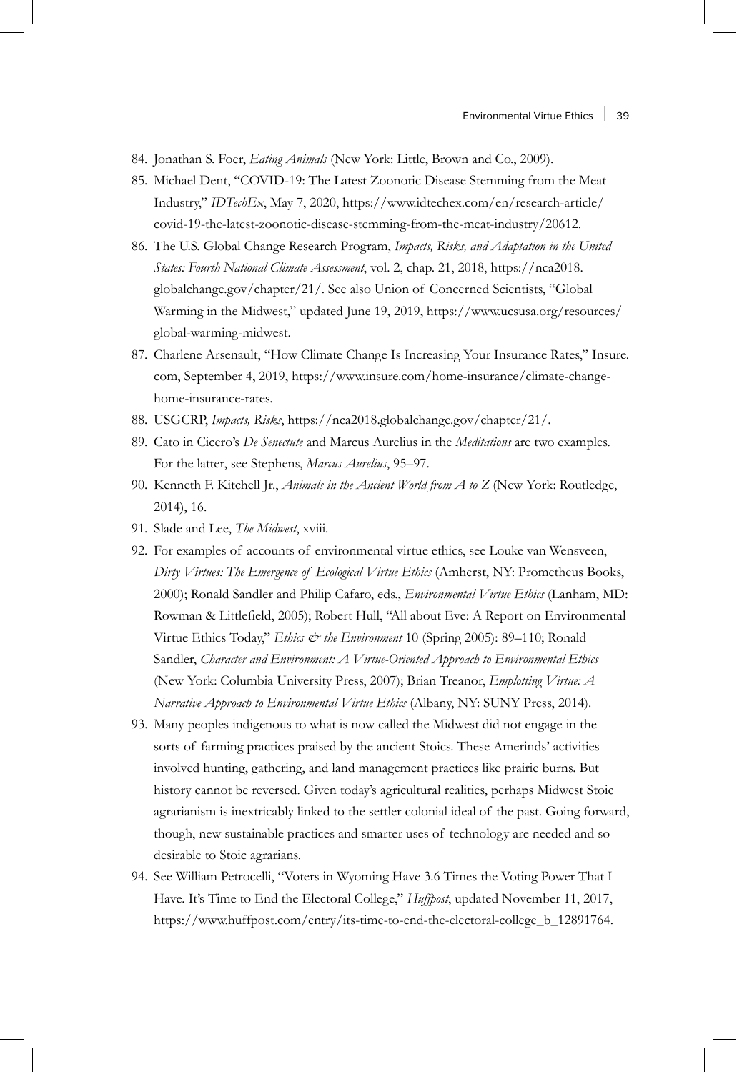84. Jonathan S. Foer, *Eating Animals* (New York: Little, Brown and Co., 2009).
85. Michael Dent, "COVID-19: The Latest Zoonotic Disease Stemming from the Meat Industry," *IDTechEx*, May 7, 2020, https://www.idtechex.com/en/research-article/covid-19-the-latest-zoonotic-disease-stemming-from-the-meat-industry/20612.
86. The U.S. Global Change Research Program, *Impacts, Risks, and Adaptation in the United States: Fourth National Climate Assessment*, vol. 2, chap. 21, 2018, https://nca2018.globalchange.gov/chapter/21/. See also Union of Concerned Scientists, "Global Warming in the Midwest," updated June 19, 2019, https://www.ucsusa.org/resources/global-warming-midwest.
87. Charlene Arsenault, "How Climate Change Is Increasing Your Insurance Rates," Insure.com, September 4, 2019, https://www.insure.com/home-insurance/climate-change-home-insurance-rates.
88. USGCRP, *Impacts, Risks*, https://nca2018.globalchange.gov/chapter/21/.
89. Cato in Cicero's *De Senectute* and Marcus Aurelius in the *Meditations* are two examples. For the latter, see Stephens, *Marcus Aurelius*, 95–97.
90. Kenneth F. Kitchell Jr., *Animals in the Ancient World from A to Z* (New York: Routledge, 2014), 16.
91. Slade and Lee, *The Midwest*, xviii.
92. For examples of accounts of environmental virtue ethics, see Louke van Wensveen, *Dirty Virtues: The Emergence of Ecological Virtue Ethics* (Amherst, NY: Prometheus Books, 2000); Ronald Sandler and Philip Cafaro, eds., *Environmental Virtue Ethics* (Lanham, MD: Rowman & Littlefield, 2005); Robert Hull, "All about Eve: A Report on Environmental Virtue Ethics Today," *Ethics & the Environment* 10 (Spring 2005): 89–110; Ronald Sandler, *Character and Environment: A Virtue-Oriented Approach to Environmental Ethics* (New York: Columbia University Press, 2007); Brian Treanor, *Emplotting Virtue: A Narrative Approach to Environmental Virtue Ethics* (Albany, NY: SUNY Press, 2014).
93. Many peoples indigenous to what is now called the Midwest did not engage in the sorts of farming practices praised by the ancient Stoics. These Amerinds' activities involved hunting, gathering, and land management practices like prairie burns. But history cannot be reversed. Given today's agricultural realities, perhaps Midwest Stoic agrarianism is inextricably linked to the settler colonial ideal of the past. Going forward, though, new sustainable practices and smarter uses of technology are needed and so desirable to Stoic agrarians.
94. See William Petrocelli, "Voters in Wyoming Have 3.6 Times the Voting Power That I Have. It's Time to End the Electoral College," *Huffpost*, updated November 11, 2017, https://www.huffpost.com/entry/its-time-to-end-the-electoral-college_b_12891764.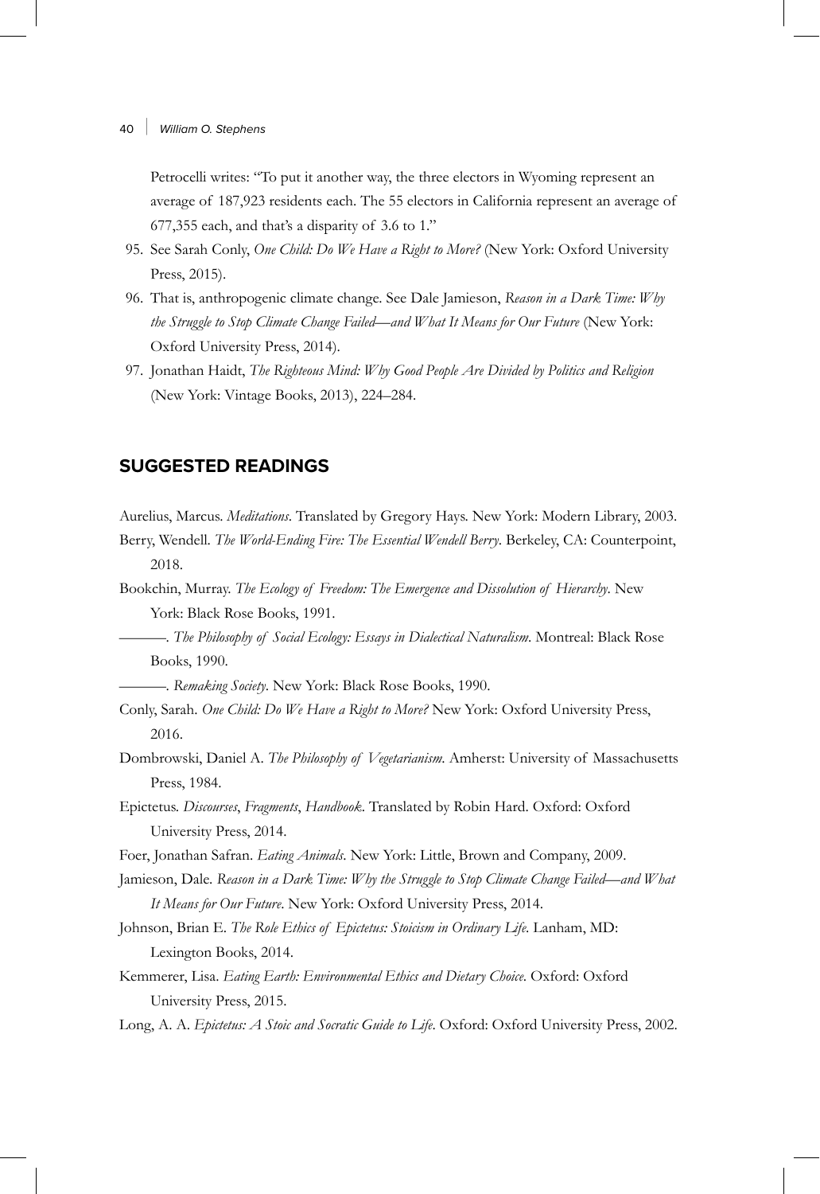Petrocelli writes: "To put it another way, the three electors in Wyoming represent an average of 187,923 residents each. The 55 electors in California represent an average of 677,355 each, and that's a disparity of 3.6 to 1."

95. See Sarah Conly, *One Child: Do We Have a Right to More?* (New York: Oxford University Press, 2015).
96. That is, anthropogenic climate change. See Dale Jamieson, *Reason in a Dark Time: Why the Struggle to Stop Climate Change Failed—and What It Means for Our Future* (New York: Oxford University Press, 2014).
97. Jonathan Haidt, *The Righteous Mind: Why Good People Are Divided by Politics and Religion* (New York: Vintage Books, 2013), 224–284.

## SUGGESTED READINGS

Aurelius, Marcus. *Meditations*. Translated by Gregory Hays. New York: Modern Library, 2003.

Berry, Wendell. *The World-Ending Fire: The Essential Wendell Berry*. Berkeley, CA: Counterpoint, 2018.

Bookchin, Murray. *The Ecology of Freedom: The Emergence and Dissolution of Hierarchy*. New York: Black Rose Books, 1991.

———. *The Philosophy of Social Ecology: Essays in Dialectical Naturalism*. Montreal: Black Rose Books, 1990.

———. *Remaking Society*. New York: Black Rose Books, 1990.

Conly, Sarah. *One Child: Do We Have a Right to More?* New York: Oxford University Press, 2016.

Dombrowski, Daniel A. *The Philosophy of Vegetarianism*. Amherst: University of Massachusetts Press, 1984.

Epictetus. *Discourses*, *Fragments*, *Handbook*. Translated by Robin Hard. Oxford: Oxford University Press, 2014.

Foer, Jonathan Safran. *Eating Animals*. New York: Little, Brown and Company, 2009.

Jamieson, Dale. *Reason in a Dark Time: Why the Struggle to Stop Climate Change Failed—and What It Means for Our Future*. New York: Oxford University Press, 2014.

Johnson, Brian E. *The Role Ethics of Epictetus: Stoicism in Ordinary Life*. Lanham, MD: Lexington Books, 2014.

Kemmerer, Lisa. *Eating Earth: Environmental Ethics and Dietary Choice*. Oxford: Oxford University Press, 2015.

Long, A. A. *Epictetus: A Stoic and Socratic Guide to Life*. Oxford: Oxford University Press, 2002.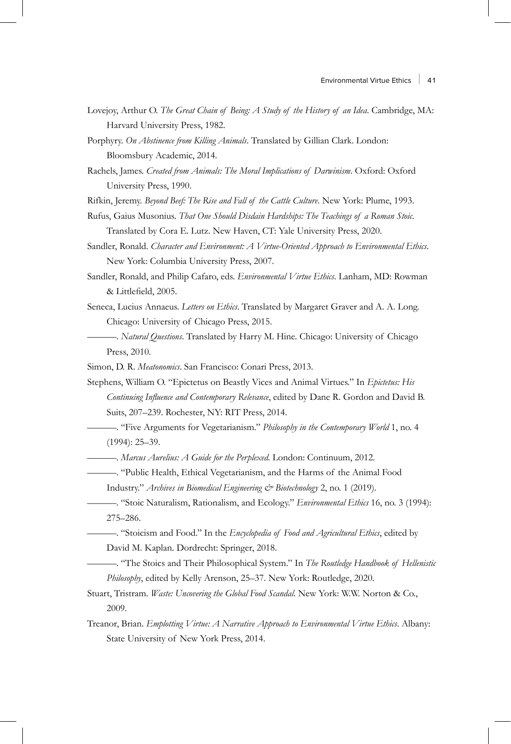Lovejoy, Arthur O. *The Great Chain of Being: A Study of the History of an Idea*. Cambridge, MA: Harvard University Press, 1982.

Porphyry. *On Abstinence from Killing Animals*. Translated by Gillian Clark. London: Bloomsbury Academic, 2014.

Rachels, James. *Created from Animals: The Moral Implications of Darwinism*. Oxford: Oxford University Press, 1990.

Rifkin, Jeremy. *Beyond Beef: The Rise and Fall of the Cattle Culture*. New York: Plume, 1993.

Rufus, Gaius Musonius. *That One Should Disdain Hardships: The Teachings of a Roman Stoic*. Translated by Cora E. Lutz. New Haven, CT: Yale University Press, 2020.

Sandler, Ronald. *Character and Environment: A Virtue-Oriented Approach to Environmental Ethics*. New York: Columbia University Press, 2007.

Sandler, Ronald, and Philip Cafaro, eds. *Environmental Virtue Ethics*. Lanham, MD: Rowman & Littlefield, 2005.

Seneca, Lucius Annaeus. *Letters on Ethics*. Translated by Margaret Graver and A. A. Long. Chicago: University of Chicago Press, 2015.

———. *Natural Questions*. Translated by Harry M. Hine. Chicago: University of Chicago Press, 2010.

Simon, D. R. *Meatonomics*. San Francisco: Conari Press, 2013.

Stephens, William O. "Epictetus on Beastly Vices and Animal Virtues." In *Epictetus: His Continuing Influence and Contemporary Relevance*, edited by Dane R. Gordon and David B. Suits, 207–239. Rochester, NY: RIT Press, 2014.

———. "Five Arguments for Vegetarianism." *Philosophy in the Contemporary World* 1, no. 4 (1994): 25–39.

———. *Marcus Aurelius: A Guide for the Perplexed*. London: Continuum, 2012.

———. "Public Health, Ethical Vegetarianism, and the Harms of the Animal Food Industry." *Archives in Biomedical Engineering & Biotechnology* 2, no. 1 (2019).

———. "Stoic Naturalism, Rationalism, and Ecology." *Environmental Ethics* 16, no. 3 (1994): 275–286.

———. "Stoicism and Food." In the *Encyclopedia of Food and Agricultural Ethics*, edited by David M. Kaplan. Dordrecht: Springer, 2018.

———. "The Stoics and Their Philosophical System." In *The Routledge Handbook of Hellenistic Philosophy*, edited by Kelly Arenson, 25–37. New York: Routledge, 2020.

Stuart, Tristram. *Waste: Uncovering the Global Food Scandal*. New York: W.W. Norton & Co., 2009.

Treanor, Brian. *Emplotting Virtue: A Narrative Approach to Environmental Virtue Ethics*. Albany: State University of New York Press, 2014.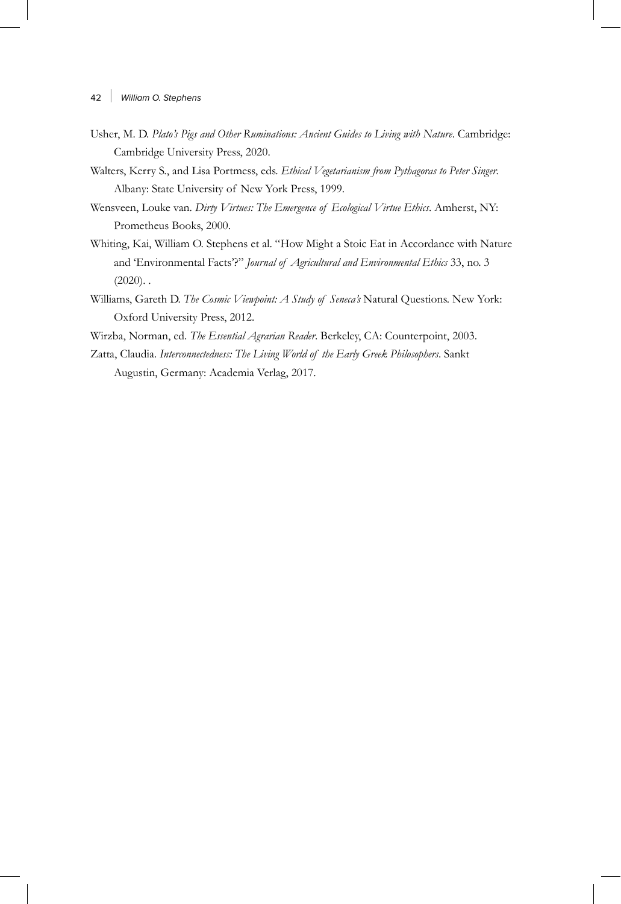Usher, M. D. *Plato's Pigs and Other Ruminations: Ancient Guides to Living with Nature*. Cambridge: Cambridge University Press, 2020.

Walters, Kerry S., and Lisa Portmess, eds. *Ethical Vegetarianism from Pythagoras to Peter Singer*. Albany: State University of New York Press, 1999.

Wensveen, Louke van. *Dirty Virtues: The Emergence of Ecological Virtue Ethics*. Amherst, NY: Prometheus Books, 2000.

Whiting, Kai, William O. Stephens et al. "How Might a Stoic Eat in Accordance with Nature and 'Environmental Facts'?" *Journal of Agricultural and Environmental Ethics* 33, no. 3 (2020). .

Williams, Gareth D. *The Cosmic Viewpoint: A Study of Seneca's* Natural Questions. New York: Oxford University Press, 2012.

Wirzba, Norman, ed. *The Essential Agrarian Reader*. Berkeley, CA: Counterpoint, 2003.

Zatta, Claudia. *Interconnectedness: The Living World of the Early Greek Philosophers*. Sankt Augustin, Germany: Academia Verlag, 2017.